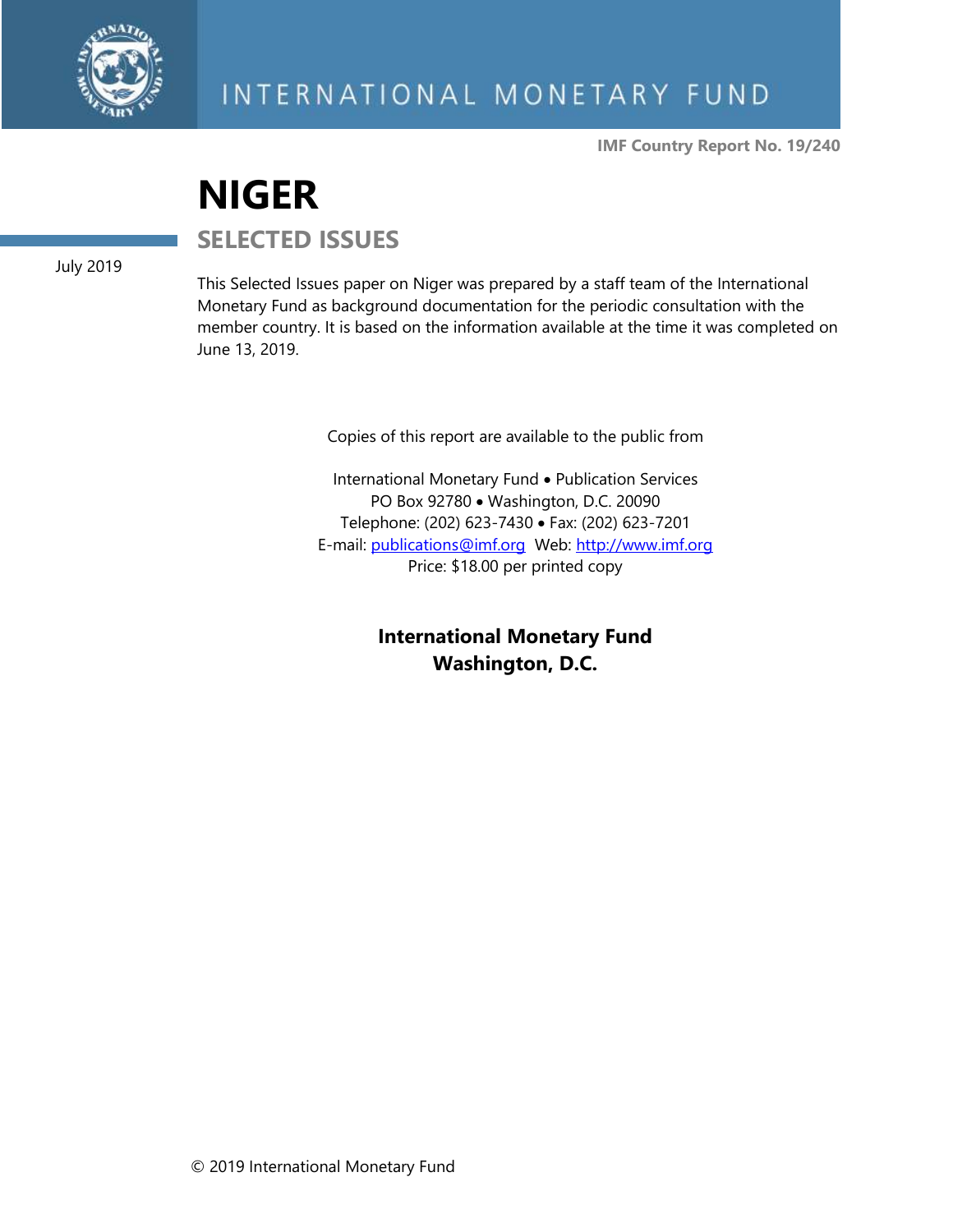INTERNATIONAL MONETARY FUND

**IMF Country Report No. 19/240**

# NIGER

## SELECTED ISSUES

July 2019

This Selected Issues paper on Niger was prepared by a staff team of the International Monetary Fund as background documentation for the periodic consultation with the member country. It is based on the information available at the time it was completed on June 13, 2019.

Copies of this report are available to the public from

International Monetary Fund • Publication Services
PO Box 92780 • Washington, D.C. 20090
Telephone: (202) 623-7430 • Fax: (202) 623-7201
E-mail: publications@imf.org Web: http://www.imf.org
Price: $18.00 per printed copy

**International Monetary Fund**
**Washington, D.C.**

© 2019 International Monetary Fund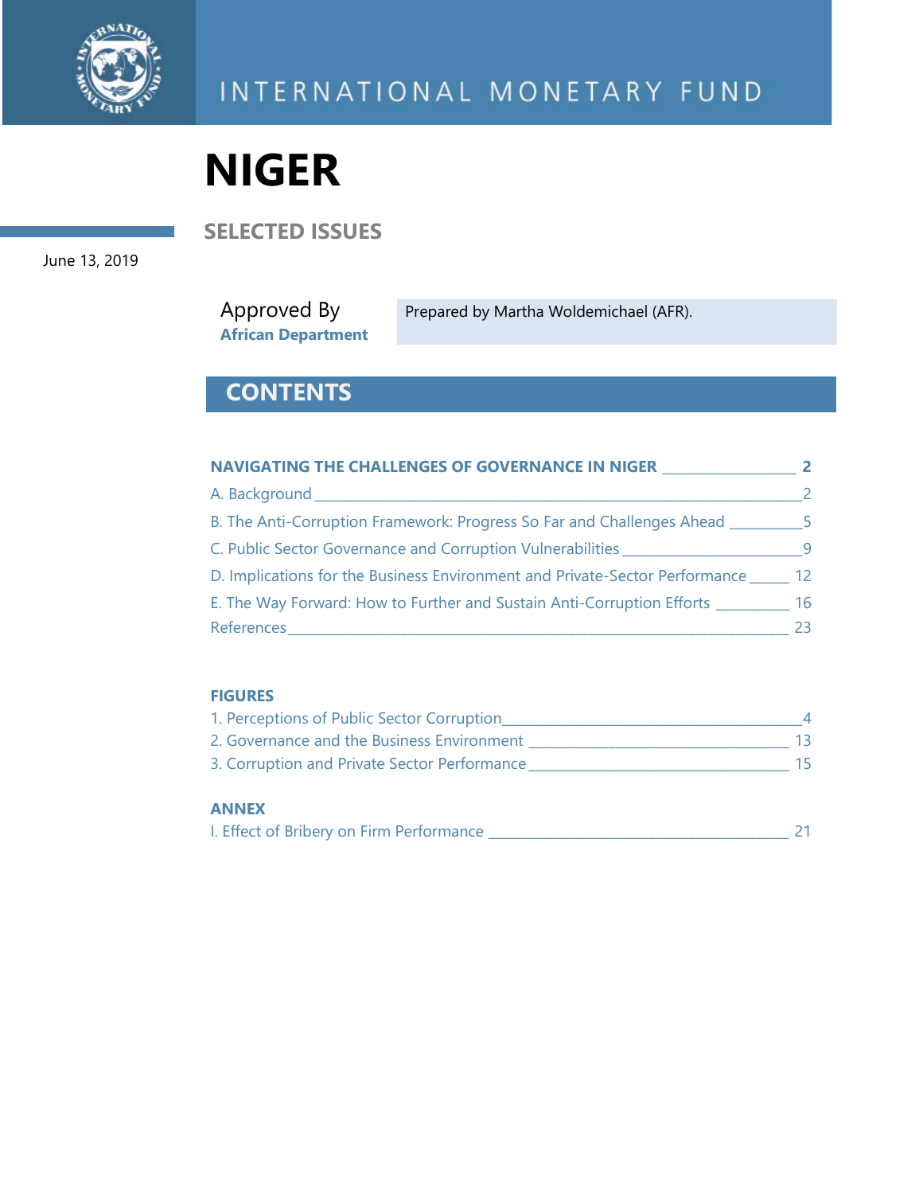INTERNATIONAL MONETARY FUND

# NIGER

## SELECTED ISSUES

June 13, 2019

Approved By
**African Department**

Prepared by Martha Woldemichael (AFR).

## CONTENTS

**NAVIGATING THE CHALLENGES OF GOVERNANCE IN NIGER** — **2**

A. Background — 2

B. The Anti-Corruption Framework: Progress So Far and Challenges Ahead — 5

C. Public Sector Governance and Corruption Vulnerabilities — 9

D. Implications for the Business Environment and Private-Sector Performance — 12

E. The Way Forward: How to Further and Sustain Anti-Corruption Efforts — 16

References — 23

**FIGURES**

1. Perceptions of Public Sector Corruption — 4
2. Governance and the Business Environment — 13
3. Corruption and Private Sector Performance — 15

**ANNEX**

I. Effect of Bribery on Firm Performance — 21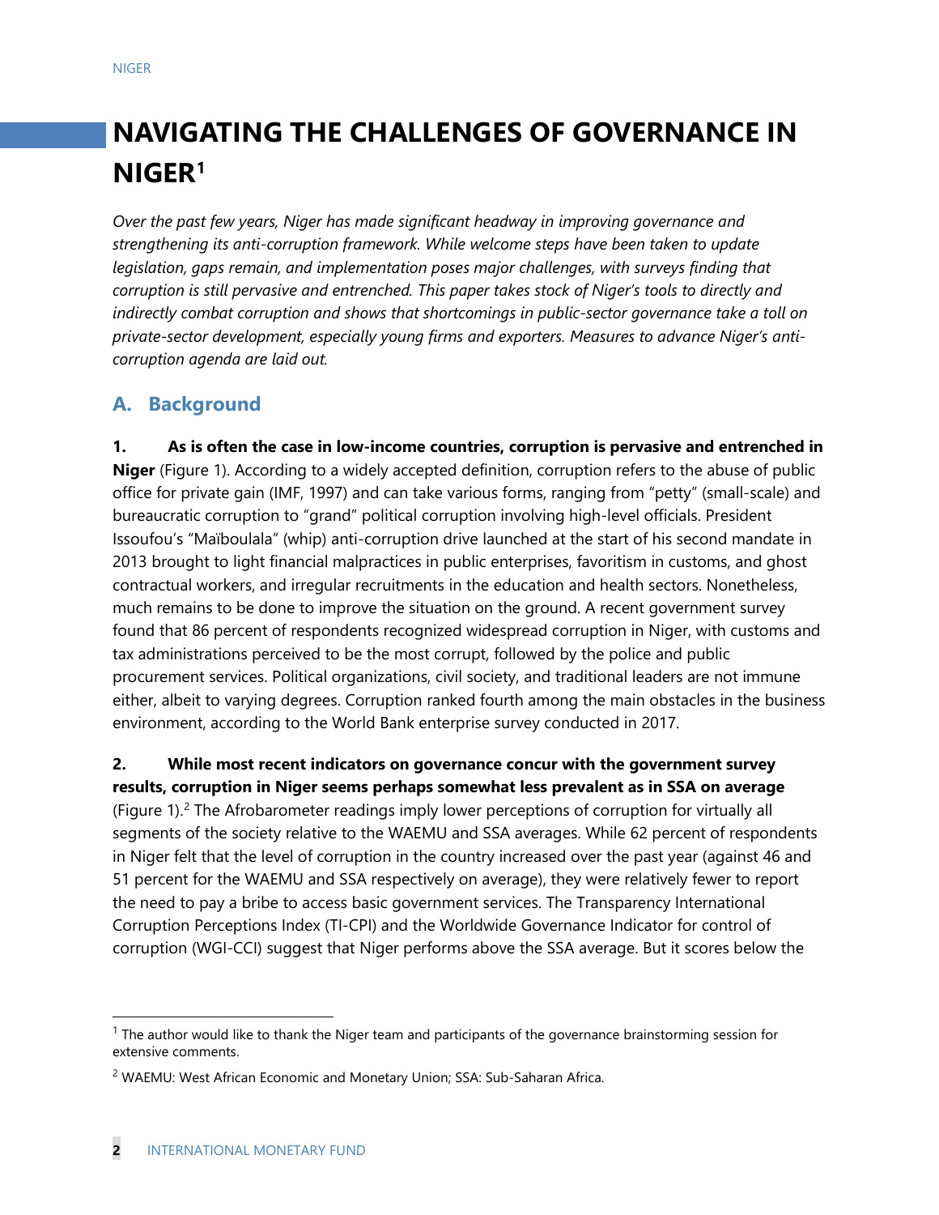# NAVIGATING THE CHALLENGES OF GOVERNANCE IN NIGER[1]

*Over the past few years, Niger has made significant headway in improving governance and strengthening its anti-corruption framework. While welcome steps have been taken to update legislation, gaps remain, and implementation poses major challenges, with surveys finding that corruption is still pervasive and entrenched. This paper takes stock of Niger's tools to directly and indirectly combat corruption and shows that shortcomings in public-sector governance take a toll on private-sector development, especially young firms and exporters. Measures to advance Niger's anti-corruption agenda are laid out.*

## A. Background

**1. As is often the case in low-income countries, corruption is pervasive and entrenched in Niger** (Figure 1). According to a widely accepted definition, corruption refers to the abuse of public office for private gain (IMF, 1997) and can take various forms, ranging from "petty" (small-scale) and bureaucratic corruption to "grand" political corruption involving high-level officials. President Issoufou's "Maïboulala" (whip) anti-corruption drive launched at the start of his second mandate in 2013 brought to light financial malpractices in public enterprises, favoritism in customs, and ghost contractual workers, and irregular recruitments in the education and health sectors. Nonetheless, much remains to be done to improve the situation on the ground. A recent government survey found that 86 percent of respondents recognized widespread corruption in Niger, with customs and tax administrations perceived to be the most corrupt, followed by the police and public procurement services. Political organizations, civil society, and traditional leaders are not immune either, albeit to varying degrees. Corruption ranked fourth among the main obstacles in the business environment, according to the World Bank enterprise survey conducted in 2017.

**2. While most recent indicators on governance concur with the government survey results, corruption in Niger seems perhaps somewhat less prevalent as in SSA on average** (Figure 1).[2] The Afrobarometer readings imply lower perceptions of corruption for virtually all segments of the society relative to the WAEMU and SSA averages. While 62 percent of respondents in Niger felt that the level of corruption in the country increased over the past year (against 46 and 51 percent for the WAEMU and SSA respectively on average), they were relatively fewer to report the need to pay a bribe to access basic government services. The Transparency International Corruption Perceptions Index (TI-CPI) and the Worldwide Governance Indicator for control of corruption (WGI-CCI) suggest that Niger performs above the SSA average. But it scores below the

[1] The author would like to thank the Niger team and participants of the governance brainstorming session for extensive comments.

[2] WAEMU: West African Economic and Monetary Union; SSA: Sub-Saharan Africa.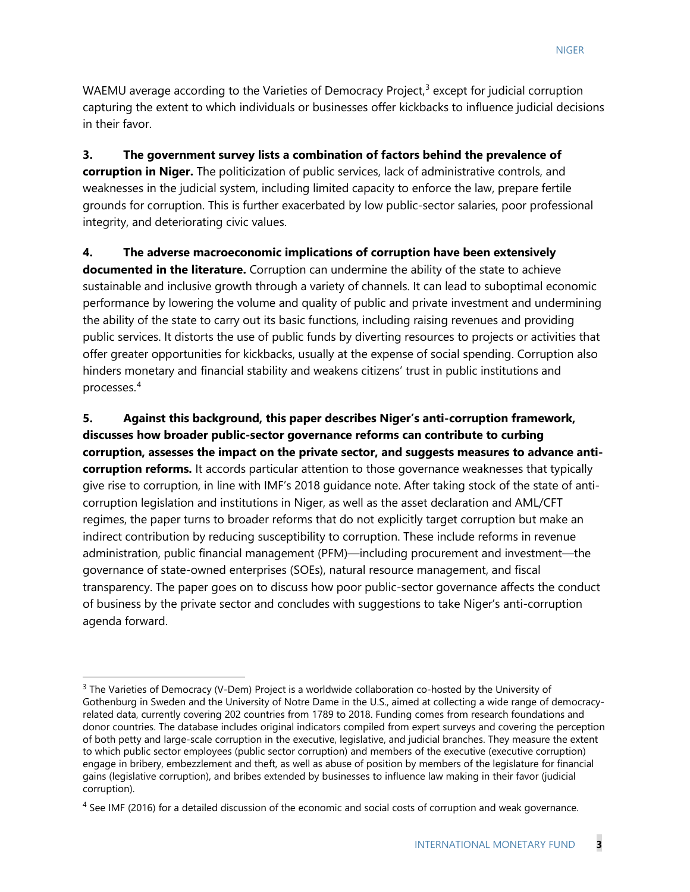WAEMU average according to the Varieties of Democracy Project,[3] except for judicial corruption capturing the extent to which individuals or businesses offer kickbacks to influence judicial decisions in their favor.

**3. The government survey lists a combination of factors behind the prevalence of corruption in Niger.** The politicization of public services, lack of administrative controls, and weaknesses in the judicial system, including limited capacity to enforce the law, prepare fertile grounds for corruption. This is further exacerbated by low public-sector salaries, poor professional integrity, and deteriorating civic values.

**4. The adverse macroeconomic implications of corruption have been extensively documented in the literature.** Corruption can undermine the ability of the state to achieve sustainable and inclusive growth through a variety of channels. It can lead to suboptimal economic performance by lowering the volume and quality of public and private investment and undermining the ability of the state to carry out its basic functions, including raising revenues and providing public services. It distorts the use of public funds by diverting resources to projects or activities that offer greater opportunities for kickbacks, usually at the expense of social spending. Corruption also hinders monetary and financial stability and weakens citizens' trust in public institutions and processes.[4]

**5. Against this background, this paper describes Niger's anti-corruption framework, discusses how broader public-sector governance reforms can contribute to curbing corruption, assesses the impact on the private sector, and suggests measures to advance anti-corruption reforms.** It accords particular attention to those governance weaknesses that typically give rise to corruption, in line with IMF's 2018 guidance note. After taking stock of the state of anti-corruption legislation and institutions in Niger, as well as the asset declaration and AML/CFT regimes, the paper turns to broader reforms that do not explicitly target corruption but make an indirect contribution by reducing susceptibility to corruption. These include reforms in revenue administration, public financial management (PFM)—including procurement and investment—the governance of state-owned enterprises (SOEs), natural resource management, and fiscal transparency. The paper goes on to discuss how poor public-sector governance affects the conduct of business by the private sector and concludes with suggestions to take Niger's anti-corruption agenda forward.

---

[3] The Varieties of Democracy (V-Dem) Project is a worldwide collaboration co-hosted by the University of Gothenburg in Sweden and the University of Notre Dame in the U.S., aimed at collecting a wide range of democracy-related data, currently covering 202 countries from 1789 to 2018. Funding comes from research foundations and donor countries. The database includes original indicators compiled from expert surveys and covering the perception of both petty and large-scale corruption in the executive, legislative, and judicial branches. They measure the extent to which public sector employees (public sector corruption) and members of the executive (executive corruption) engage in bribery, embezzlement and theft, as well as abuse of position by members of the legislature for financial gains (legislative corruption), and bribes extended by businesses to influence law making in their favor (judicial corruption).

[4] See IMF (2016) for a detailed discussion of the economic and social costs of corruption and weak governance.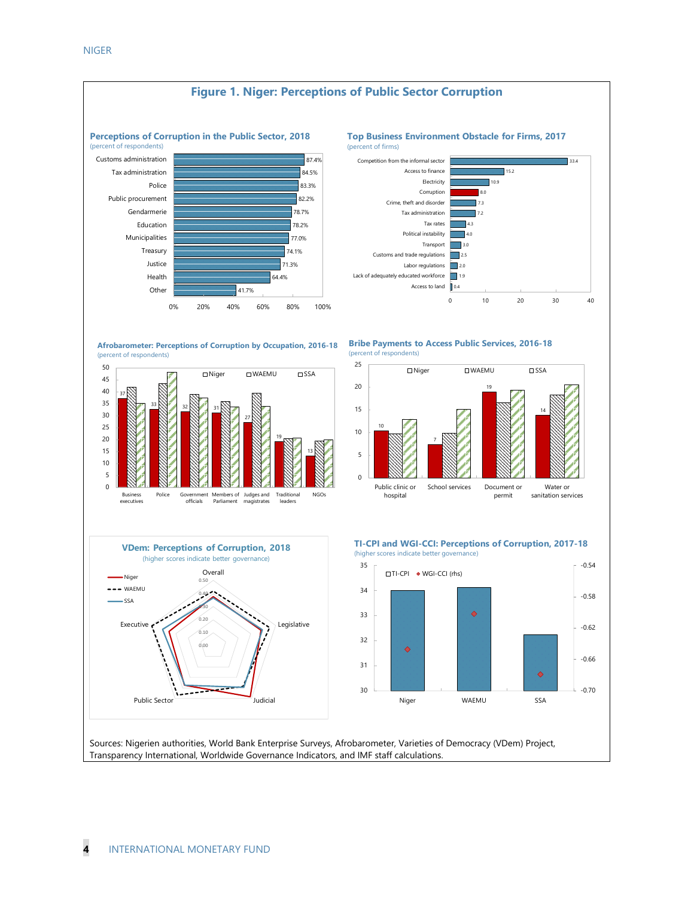# Figure 1. Niger: Perceptions of Public Sector Corruption

### Perceptions of Corruption in the Public Sector, 2018
(percent of respondents)

| Sector | Percent |
| --- | --- |
| Customs administration | 87.4% |
| Tax administration | 84.5% |
| Police | 83.3% |
| Public procurement | 82.2% |
| Gendarmerie | 78.7% |
| Education | 78.2% |
| Municipalities | 77.0% |
| Treasury | 74.1% |
| Justice | 71.3% |
| Health | 64.4% |
| Other | 41.7% |

### Top Business Environment Obstacle for Firms, 2017
(percent of firms)

| Obstacle | Percent |
| --- | --- |
| Competition from the informal sector | 33.4 |
| Access to finance | 15.2 |
| Electricity | 10.9 |
| Corruption | 8.0 |
| Crime, theft and disorder | 7.3 |
| Tax administration | 7.2 |
| Tax rates | 4.3 |
| Political instability | 4.0 |
| Transport | 3.0 |
| Customs and trade regulations | 2.5 |
| Labor regulations | 2.0 |
| Lack of adequately educated workforce | 1.9 |
| Access to land | 0.4 |

### Afrobarometer: Perceptions of Corruption by Occupation, 2016-18
(percent of respondents)

| Occupation | Niger |
| --- | --- |
| Business executives | 37 |
| Police | 33 |
| Government officials | 32 |
| Members of Parliament | 31 |
| Judges and magistrates | 27 |
| Traditional leaders | 19 |
| NGOs | 13 |

Legend: Niger, WAEMU, SSA

### Bribe Payments to Access Public Services, 2016-18
(percent of respondents)

| Service | Niger |
| --- | --- |
| Public clinic or hospital | 10 |
| School services | 7 |
| Document or permit | 19 |
| Water or sanitation services | 14 |

Legend: Niger, WAEMU, SSA

### VDem: Perceptions of Corruption, 2018
(higher scores indicate better governance)

Legend: Niger, WAEMU, SSA. Axes: Overall, Legislative, Judicial, Public Sector, Executive.

### TI-CPI and WGI-CCI: Perceptions of Corruption, 2017-18
(higher scores indicate better governance)

Legend: TI-CPI, WGI-CCI (rhs). Categories: Niger, WAEMU, SSA.

Sources: Nigerien authorities, World Bank Enterprise Surveys, Afrobarometer, Varieties of Democracy (VDem) Project, Transparency International, Worldwide Governance Indicators, and IMF staff calculations.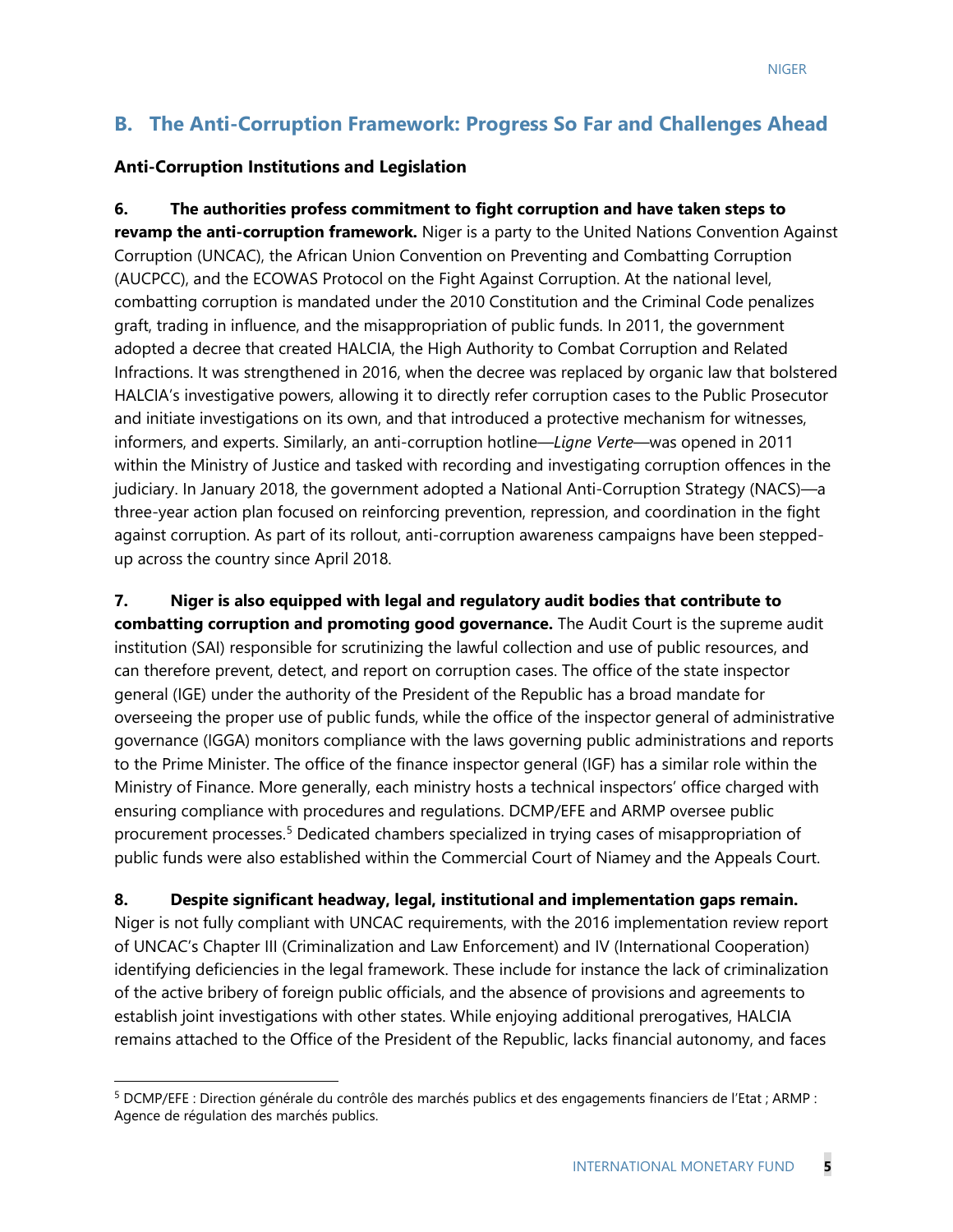## B. The Anti-Corruption Framework: Progress So Far and Challenges Ahead

### Anti-Corruption Institutions and Legislation

**6. The authorities profess commitment to fight corruption and have taken steps to revamp the anti-corruption framework.** Niger is a party to the United Nations Convention Against Corruption (UNCAC), the African Union Convention on Preventing and Combatting Corruption (AUCPCC), and the ECOWAS Protocol on the Fight Against Corruption. At the national level, combatting corruption is mandated under the 2010 Constitution and the Criminal Code penalizes graft, trading in influence, and the misappropriation of public funds. In 2011, the government adopted a decree that created HALCIA, the High Authority to Combat Corruption and Related Infractions. It was strengthened in 2016, when the decree was replaced by organic law that bolstered HALCIA's investigative powers, allowing it to directly refer corruption cases to the Public Prosecutor and initiate investigations on its own, and that introduced a protective mechanism for witnesses, informers, and experts. Similarly, an anti-corruption hotline—*Ligne Verte*—was opened in 2011 within the Ministry of Justice and tasked with recording and investigating corruption offences in the judiciary. In January 2018, the government adopted a National Anti-Corruption Strategy (NACS)—a three-year action plan focused on reinforcing prevention, repression, and coordination in the fight against corruption. As part of its rollout, anti-corruption awareness campaigns have been stepped-up across the country since April 2018.

**7. Niger is also equipped with legal and regulatory audit bodies that contribute to combatting corruption and promoting good governance.** The Audit Court is the supreme audit institution (SAI) responsible for scrutinizing the lawful collection and use of public resources, and can therefore prevent, detect, and report on corruption cases. The office of the state inspector general (IGE) under the authority of the President of the Republic has a broad mandate for overseeing the proper use of public funds, while the office of the inspector general of administrative governance (IGGA) monitors compliance with the laws governing public administrations and reports to the Prime Minister. The office of the finance inspector general (IGF) has a similar role within the Ministry of Finance. More generally, each ministry hosts a technical inspectors' office charged with ensuring compliance with procedures and regulations. DCMP/EFE and ARMP oversee public procurement processes.[5] Dedicated chambers specialized in trying cases of misappropriation of public funds were also established within the Commercial Court of Niamey and the Appeals Court.

**8. Despite significant headway, legal, institutional and implementation gaps remain.** Niger is not fully compliant with UNCAC requirements, with the 2016 implementation review report of UNCAC's Chapter III (Criminalization and Law Enforcement) and IV (International Cooperation) identifying deficiencies in the legal framework. These include for instance the lack of criminalization of the active bribery of foreign public officials, and the absence of provisions and agreements to establish joint investigations with other states. While enjoying additional prerogatives, HALCIA remains attached to the Office of the President of the Republic, lacks financial autonomy, and faces

---

[5] DCMP/EFE : Direction générale du contrôle des marchés publics et des engagements financiers de l'Etat ; ARMP : Agence de régulation des marchés publics.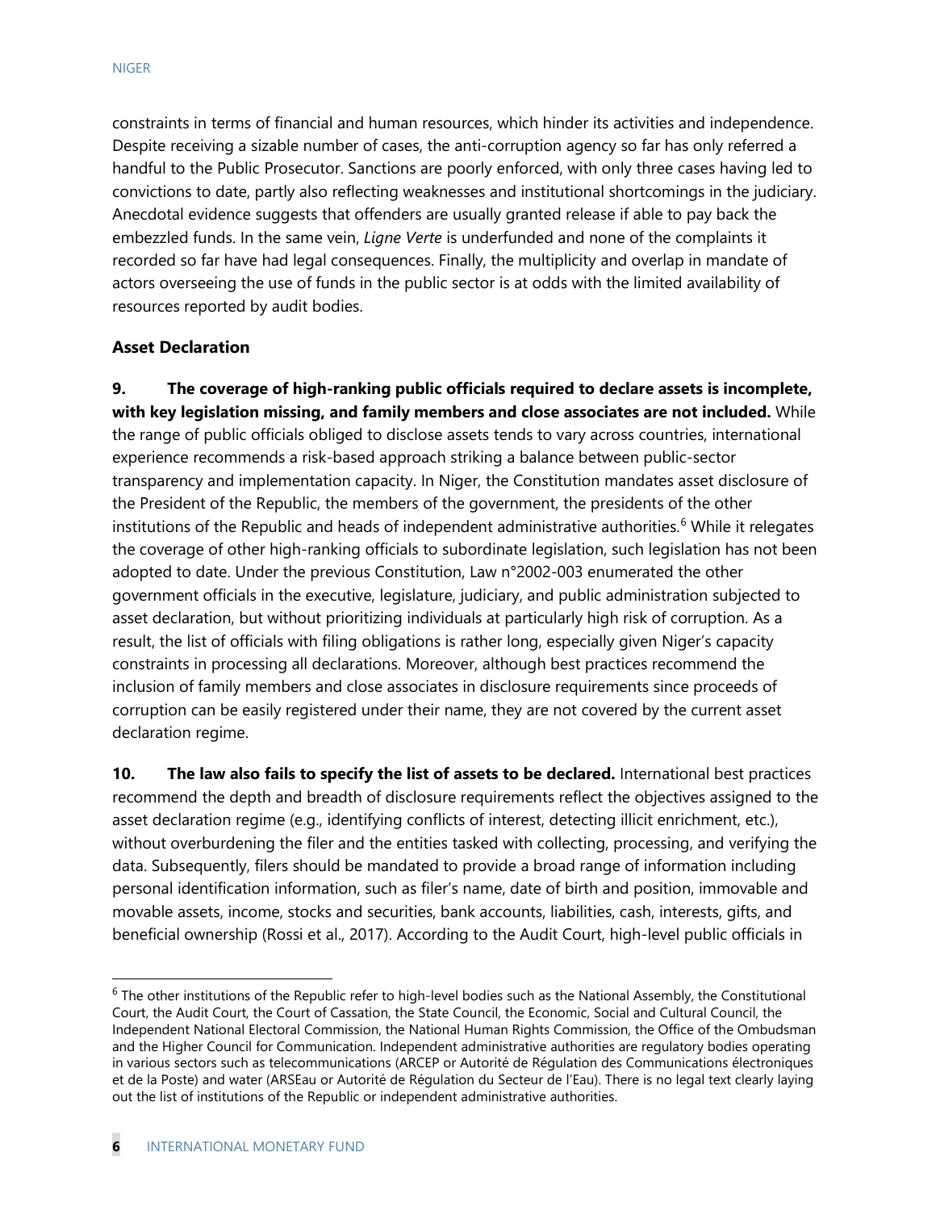constraints in terms of financial and human resources, which hinder its activities and independence. Despite receiving a sizable number of cases, the anti-corruption agency so far has only referred a handful to the Public Prosecutor. Sanctions are poorly enforced, with only three cases having led to convictions to date, partly also reflecting weaknesses and institutional shortcomings in the judiciary. Anecdotal evidence suggests that offenders are usually granted release if able to pay back the embezzled funds. In the same vein, *Ligne Verte* is underfunded and none of the complaints it recorded so far have had legal consequences. Finally, the multiplicity and overlap in mandate of actors overseeing the use of funds in the public sector is at odds with the limited availability of resources reported by audit bodies.

### Asset Declaration

**9. The coverage of high-ranking public officials required to declare assets is incomplete, with key legislation missing, and family members and close associates are not included.** While the range of public officials obliged to disclose assets tends to vary across countries, international experience recommends a risk-based approach striking a balance between public-sector transparency and implementation capacity. In Niger, the Constitution mandates asset disclosure of the President of the Republic, the members of the government, the presidents of the other institutions of the Republic and heads of independent administrative authorities.[6] While it relegates the coverage of other high-ranking officials to subordinate legislation, such legislation has not been adopted to date. Under the previous Constitution, Law n°2002-003 enumerated the other government officials in the executive, legislature, judiciary, and public administration subjected to asset declaration, but without prioritizing individuals at particularly high risk of corruption. As a result, the list of officials with filing obligations is rather long, especially given Niger's capacity constraints in processing all declarations. Moreover, although best practices recommend the inclusion of family members and close associates in disclosure requirements since proceeds of corruption can be easily registered under their name, they are not covered by the current asset declaration regime.

**10. The law also fails to specify the list of assets to be declared.** International best practices recommend the depth and breadth of disclosure requirements reflect the objectives assigned to the asset declaration regime (e.g., identifying conflicts of interest, detecting illicit enrichment, etc.), without overburdening the filer and the entities tasked with collecting, processing, and verifying the data. Subsequently, filers should be mandated to provide a broad range of information including personal identification information, such as filer's name, date of birth and position, immovable and movable assets, income, stocks and securities, bank accounts, liabilities, cash, interests, gifts, and beneficial ownership (Rossi et al., 2017). According to the Audit Court, high-level public officials in

---

[6] The other institutions of the Republic refer to high-level bodies such as the National Assembly, the Constitutional Court, the Audit Court, the Court of Cassation, the State Council, the Economic, Social and Cultural Council, the Independent National Electoral Commission, the National Human Rights Commission, the Office of the Ombudsman and the Higher Council for Communication. Independent administrative authorities are regulatory bodies operating in various sectors such as telecommunications (ARCEP or Autorité de Régulation des Communications électroniques et de la Poste) and water (ARSEau or Autorité de Régulation du Secteur de l'Eau). There is no legal text clearly laying out the list of institutions of the Republic or independent administrative authorities.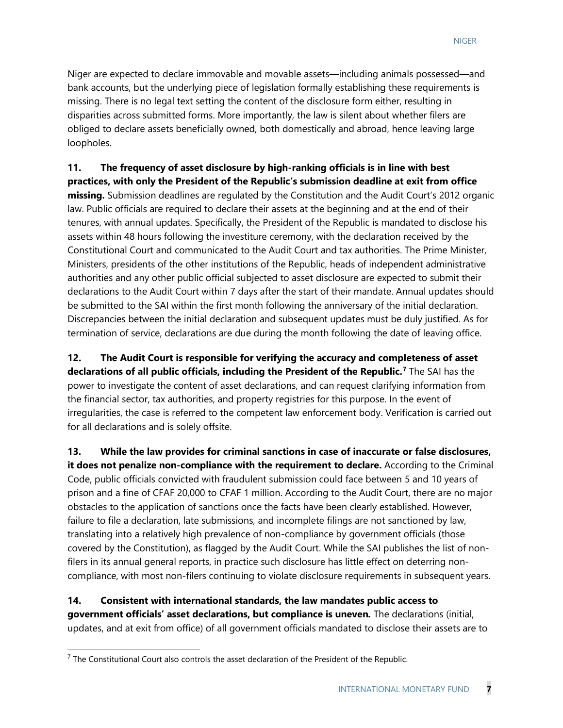Niger are expected to declare immovable and movable assets—including animals possessed—and bank accounts, but the underlying piece of legislation formally establishing these requirements is missing. There is no legal text setting the content of the disclosure form either, resulting in disparities across submitted forms. More importantly, the law is silent about whether filers are obliged to declare assets beneficially owned, both domestically and abroad, hence leaving large loopholes.

**11. The frequency of asset disclosure by high-ranking officials is in line with best practices, with only the President of the Republic's submission deadline at exit from office missing.** Submission deadlines are regulated by the Constitution and the Audit Court's 2012 organic law. Public officials are required to declare their assets at the beginning and at the end of their tenures, with annual updates. Specifically, the President of the Republic is mandated to disclose his assets within 48 hours following the investiture ceremony, with the declaration received by the Constitutional Court and communicated to the Audit Court and tax authorities. The Prime Minister, Ministers, presidents of the other institutions of the Republic, heads of independent administrative authorities and any other public official subjected to asset disclosure are expected to submit their declarations to the Audit Court within 7 days after the start of their mandate. Annual updates should be submitted to the SAI within the first month following the anniversary of the initial declaration. Discrepancies between the initial declaration and subsequent updates must be duly justified. As for termination of service, declarations are due during the month following the date of leaving office.

**12. The Audit Court is responsible for verifying the accuracy and completeness of asset declarations of all public officials, including the President of the Republic.[7]** The SAI has the power to investigate the content of asset declarations, and can request clarifying information from the financial sector, tax authorities, and property registries for this purpose. In the event of irregularities, the case is referred to the competent law enforcement body. Verification is carried out for all declarations and is solely offsite.

**13. While the law provides for criminal sanctions in case of inaccurate or false disclosures, it does not penalize non-compliance with the requirement to declare.** According to the Criminal Code, public officials convicted with fraudulent submission could face between 5 and 10 years of prison and a fine of CFAF 20,000 to CFAF 1 million. According to the Audit Court, there are no major obstacles to the application of sanctions once the facts have been clearly established. However, failure to file a declaration, late submissions, and incomplete filings are not sanctioned by law, translating into a relatively high prevalence of non-compliance by government officials (those covered by the Constitution), as flagged by the Audit Court. While the SAI publishes the list of non-filers in its annual general reports, in practice such disclosure has little effect on deterring non-compliance, with most non-filers continuing to violate disclosure requirements in subsequent years.

**14. Consistent with international standards, the law mandates public access to government officials' asset declarations, but compliance is uneven.** The declarations (initial, updates, and at exit from office) of all government officials mandated to disclose their assets are to

[7] The Constitutional Court also controls the asset declaration of the President of the Republic.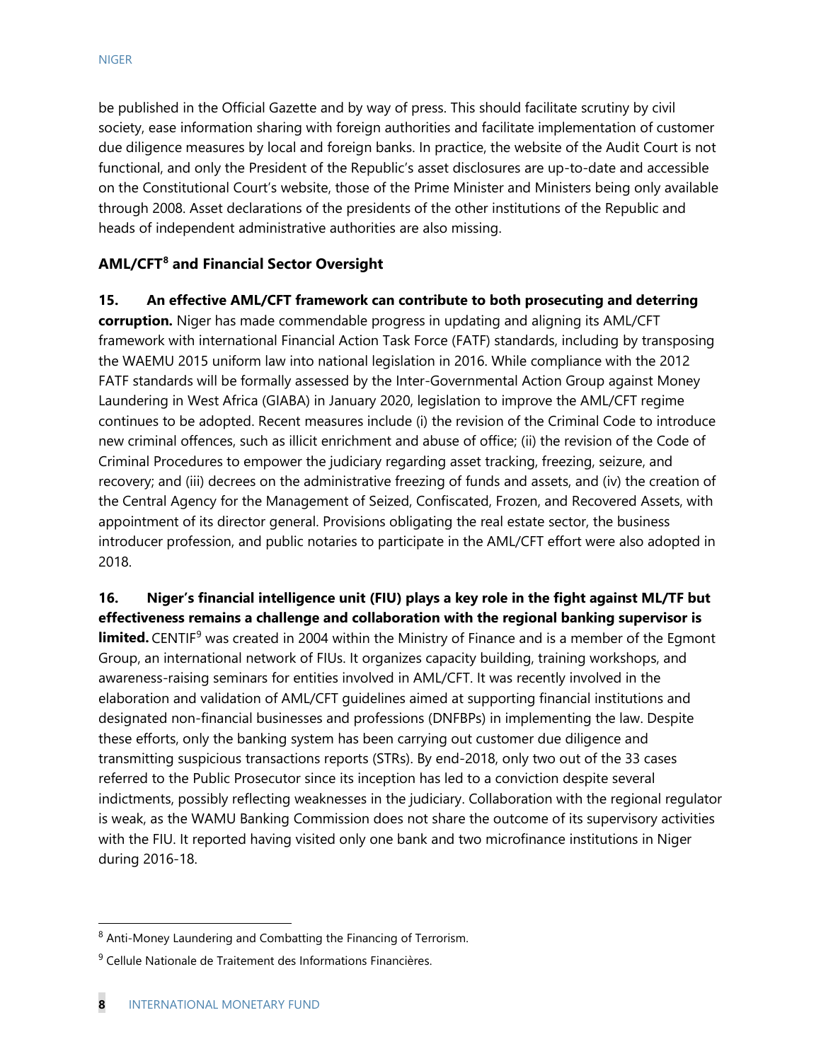be published in the Official Gazette and by way of press. This should facilitate scrutiny by civil society, ease information sharing with foreign authorities and facilitate implementation of customer due diligence measures by local and foreign banks. In practice, the website of the Audit Court is not functional, and only the President of the Republic's asset disclosures are up-to-date and accessible on the Constitutional Court's website, those of the Prime Minister and Ministers being only available through 2008. Asset declarations of the presidents of the other institutions of the Republic and heads of independent administrative authorities are also missing.

### AML/CFT[8] and Financial Sector Oversight

**15. An effective AML/CFT framework can contribute to both prosecuting and deterring corruption.** Niger has made commendable progress in updating and aligning its AML/CFT framework with international Financial Action Task Force (FATF) standards, including by transposing the WAEMU 2015 uniform law into national legislation in 2016. While compliance with the 2012 FATF standards will be formally assessed by the Inter-Governmental Action Group against Money Laundering in West Africa (GIABA) in January 2020, legislation to improve the AML/CFT regime continues to be adopted. Recent measures include (i) the revision of the Criminal Code to introduce new criminal offences, such as illicit enrichment and abuse of office; (ii) the revision of the Code of Criminal Procedures to empower the judiciary regarding asset tracking, freezing, seizure, and recovery; and (iii) decrees on the administrative freezing of funds and assets, and (iv) the creation of the Central Agency for the Management of Seized, Confiscated, Frozen, and Recovered Assets, with appointment of its director general. Provisions obligating the real estate sector, the business introducer profession, and public notaries to participate in the AML/CFT effort were also adopted in 2018.

**16. Niger's financial intelligence unit (FIU) plays a key role in the fight against ML/TF but effectiveness remains a challenge and collaboration with the regional banking supervisor is limited.** CENTIF[9] was created in 2004 within the Ministry of Finance and is a member of the Egmont Group, an international network of FIUs. It organizes capacity building, training workshops, and awareness-raising seminars for entities involved in AML/CFT. It was recently involved in the elaboration and validation of AML/CFT guidelines aimed at supporting financial institutions and designated non-financial businesses and professions (DNFBPs) in implementing the law. Despite these efforts, only the banking system has been carrying out customer due diligence and transmitting suspicious transactions reports (STRs). By end-2018, only two out of the 33 cases referred to the Public Prosecutor since its inception has led to a conviction despite several indictments, possibly reflecting weaknesses in the judiciary. Collaboration with the regional regulator is weak, as the WAMU Banking Commission does not share the outcome of its supervisory activities with the FIU. It reported having visited only one bank and two microfinance institutions in Niger during 2016-18.

---

[8] Anti-Money Laundering and Combatting the Financing of Terrorism.

[9] Cellule Nationale de Traitement des Informations Financières.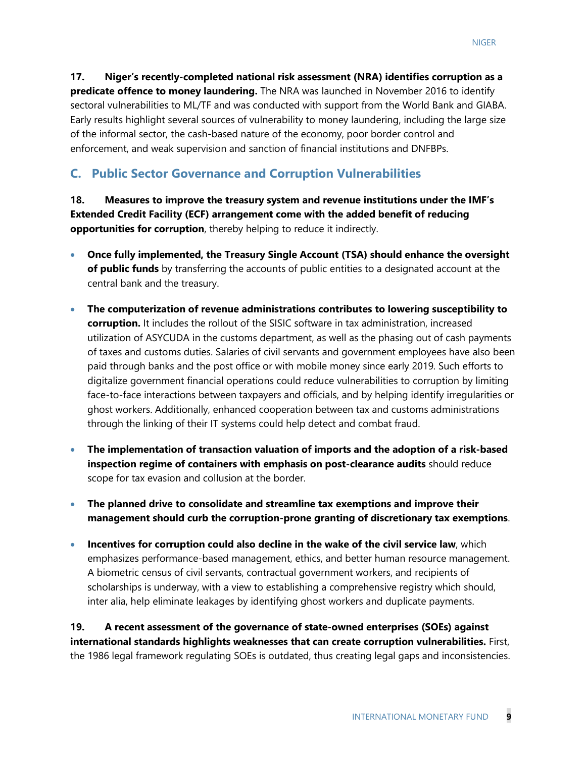**17. Niger's recently-completed national risk assessment (NRA) identifies corruption as a predicate offence to money laundering.** The NRA was launched in November 2016 to identify sectoral vulnerabilities to ML/TF and was conducted with support from the World Bank and GIABA. Early results highlight several sources of vulnerability to money laundering, including the large size of the informal sector, the cash-based nature of the economy, poor border control and enforcement, and weak supervision and sanction of financial institutions and DNFBPs.

## C. Public Sector Governance and Corruption Vulnerabilities

**18. Measures to improve the treasury system and revenue institutions under the IMF's Extended Credit Facility (ECF) arrangement come with the added benefit of reducing opportunities for corruption**, thereby helping to reduce it indirectly.

- **Once fully implemented, the Treasury Single Account (TSA) should enhance the oversight of public funds** by transferring the accounts of public entities to a designated account at the central bank and the treasury.
- **The computerization of revenue administrations contributes to lowering susceptibility to corruption.** It includes the rollout of the SISIC software in tax administration, increased utilization of ASYCUDA in the customs department, as well as the phasing out of cash payments of taxes and customs duties. Salaries of civil servants and government employees have also been paid through banks and the post office or with mobile money since early 2019. Such efforts to digitalize government financial operations could reduce vulnerabilities to corruption by limiting face-to-face interactions between taxpayers and officials, and by helping identify irregularities or ghost workers. Additionally, enhanced cooperation between tax and customs administrations through the linking of their IT systems could help detect and combat fraud.
- **The implementation of transaction valuation of imports and the adoption of a risk-based inspection regime of containers with emphasis on post-clearance audits** should reduce scope for tax evasion and collusion at the border.
- **The planned drive to consolidate and streamline tax exemptions and improve their management should curb the corruption-prone granting of discretionary tax exemptions**.
- **Incentives for corruption could also decline in the wake of the civil service law**, which emphasizes performance-based management, ethics, and better human resource management. A biometric census of civil servants, contractual government workers, and recipients of scholarships is underway, with a view to establishing a comprehensive registry which should, inter alia, help eliminate leakages by identifying ghost workers and duplicate payments.

**19. A recent assessment of the governance of state-owned enterprises (SOEs) against international standards highlights weaknesses that can create corruption vulnerabilities.** First, the 1986 legal framework regulating SOEs is outdated, thus creating legal gaps and inconsistencies.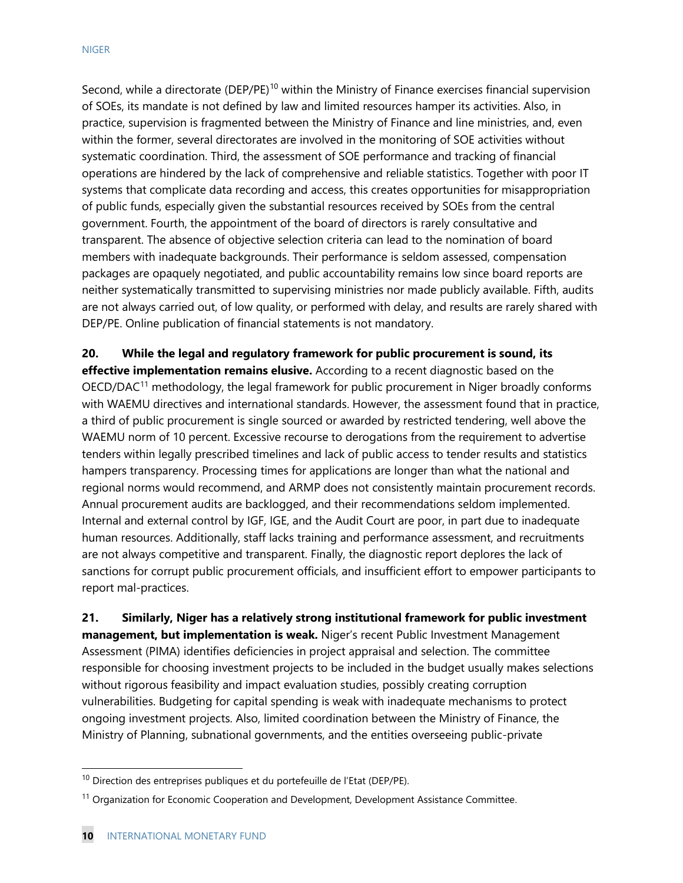Second, while a directorate (DEP/PE)[10] within the Ministry of Finance exercises financial supervision of SOEs, its mandate is not defined by law and limited resources hamper its activities. Also, in practice, supervision is fragmented between the Ministry of Finance and line ministries, and, even within the former, several directorates are involved in the monitoring of SOE activities without systematic coordination. Third, the assessment of SOE performance and tracking of financial operations are hindered by the lack of comprehensive and reliable statistics. Together with poor IT systems that complicate data recording and access, this creates opportunities for misappropriation of public funds, especially given the substantial resources received by SOEs from the central government. Fourth, the appointment of the board of directors is rarely consultative and transparent. The absence of objective selection criteria can lead to the nomination of board members with inadequate backgrounds. Their performance is seldom assessed, compensation packages are opaquely negotiated, and public accountability remains low since board reports are neither systematically transmitted to supervising ministries nor made publicly available. Fifth, audits are not always carried out, of low quality, or performed with delay, and results are rarely shared with DEP/PE. Online publication of financial statements is not mandatory.

**20. While the legal and regulatory framework for public procurement is sound, its effective implementation remains elusive.** According to a recent diagnostic based on the OECD/DAC[11] methodology, the legal framework for public procurement in Niger broadly conforms with WAEMU directives and international standards. However, the assessment found that in practice, a third of public procurement is single sourced or awarded by restricted tendering, well above the WAEMU norm of 10 percent. Excessive recourse to derogations from the requirement to advertise tenders within legally prescribed timelines and lack of public access to tender results and statistics hampers transparency. Processing times for applications are longer than what the national and regional norms would recommend, and ARMP does not consistently maintain procurement records. Annual procurement audits are backlogged, and their recommendations seldom implemented. Internal and external control by IGF, IGE, and the Audit Court are poor, in part due to inadequate human resources. Additionally, staff lacks training and performance assessment, and recruitments are not always competitive and transparent. Finally, the diagnostic report deplores the lack of sanctions for corrupt public procurement officials, and insufficient effort to empower participants to report mal-practices.

**21. Similarly, Niger has a relatively strong institutional framework for public investment management, but implementation is weak.** Niger's recent Public Investment Management Assessment (PIMA) identifies deficiencies in project appraisal and selection. The committee responsible for choosing investment projects to be included in the budget usually makes selections without rigorous feasibility and impact evaluation studies, possibly creating corruption vulnerabilities. Budgeting for capital spending is weak with inadequate mechanisms to protect ongoing investment projects. Also, limited coordination between the Ministry of Finance, the Ministry of Planning, subnational governments, and the entities overseeing public-private

[10] Direction des entreprises publiques et du portefeuille de l'Etat (DEP/PE).

[11] Organization for Economic Cooperation and Development, Development Assistance Committee.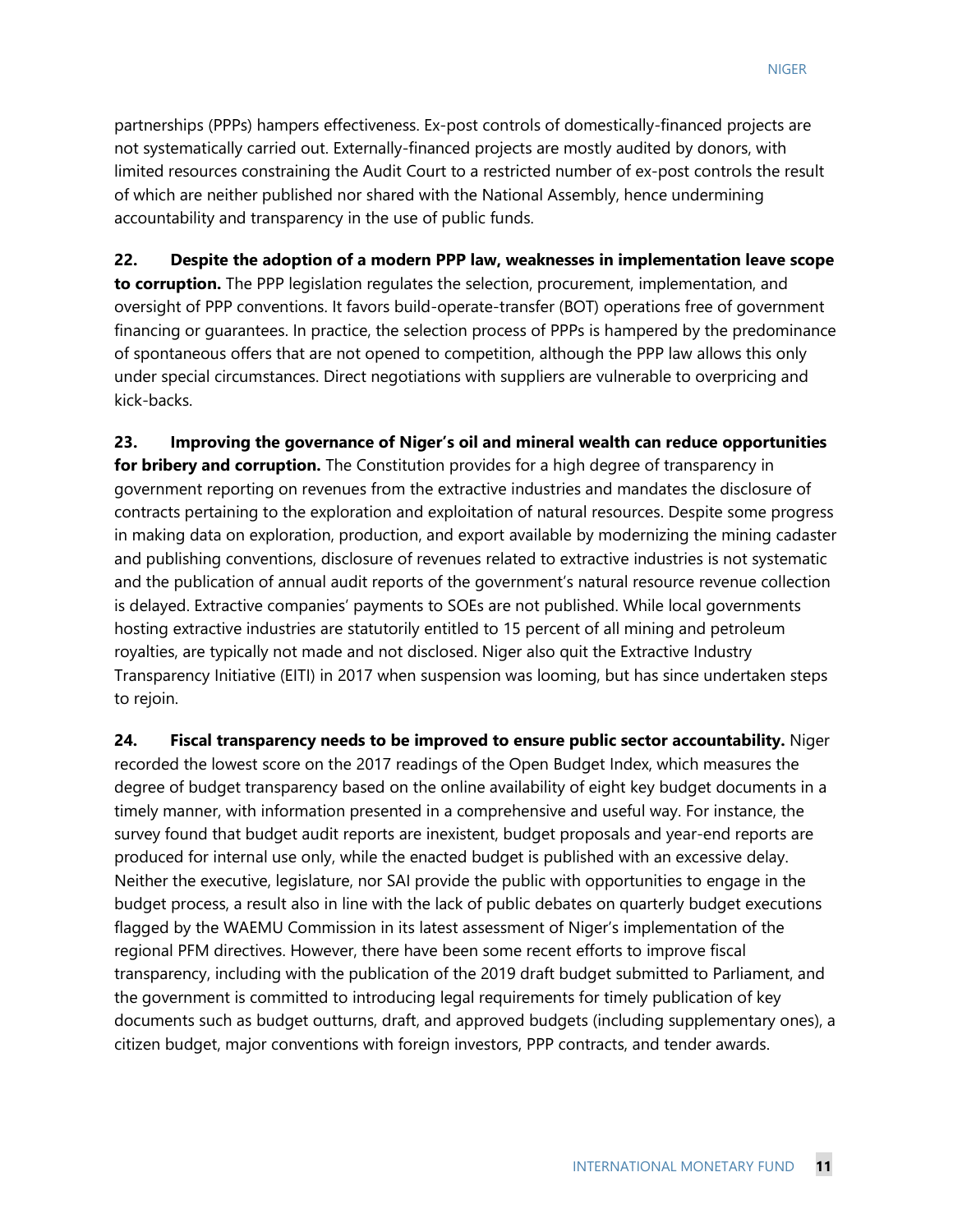partnerships (PPPs) hampers effectiveness. Ex-post controls of domestically-financed projects are not systematically carried out. Externally-financed projects are mostly audited by donors, with limited resources constraining the Audit Court to a restricted number of ex-post controls the result of which are neither published nor shared with the National Assembly, hence undermining accountability and transparency in the use of public funds.

**22. Despite the adoption of a modern PPP law, weaknesses in implementation leave scope to corruption.** The PPP legislation regulates the selection, procurement, implementation, and oversight of PPP conventions. It favors build-operate-transfer (BOT) operations free of government financing or guarantees. In practice, the selection process of PPPs is hampered by the predominance of spontaneous offers that are not opened to competition, although the PPP law allows this only under special circumstances. Direct negotiations with suppliers are vulnerable to overpricing and kick-backs.

**23. Improving the governance of Niger's oil and mineral wealth can reduce opportunities for bribery and corruption.** The Constitution provides for a high degree of transparency in government reporting on revenues from the extractive industries and mandates the disclosure of contracts pertaining to the exploration and exploitation of natural resources. Despite some progress in making data on exploration, production, and export available by modernizing the mining cadaster and publishing conventions, disclosure of revenues related to extractive industries is not systematic and the publication of annual audit reports of the government's natural resource revenue collection is delayed. Extractive companies' payments to SOEs are not published. While local governments hosting extractive industries are statutorily entitled to 15 percent of all mining and petroleum royalties, are typically not made and not disclosed. Niger also quit the Extractive Industry Transparency Initiative (EITI) in 2017 when suspension was looming, but has since undertaken steps to rejoin.

**24. Fiscal transparency needs to be improved to ensure public sector accountability.** Niger recorded the lowest score on the 2017 readings of the Open Budget Index, which measures the degree of budget transparency based on the online availability of eight key budget documents in a timely manner, with information presented in a comprehensive and useful way. For instance, the survey found that budget audit reports are inexistent, budget proposals and year-end reports are produced for internal use only, while the enacted budget is published with an excessive delay. Neither the executive, legislature, nor SAI provide the public with opportunities to engage in the budget process, a result also in line with the lack of public debates on quarterly budget executions flagged by the WAEMU Commission in its latest assessment of Niger's implementation of the regional PFM directives. However, there have been some recent efforts to improve fiscal transparency, including with the publication of the 2019 draft budget submitted to Parliament, and the government is committed to introducing legal requirements for timely publication of key documents such as budget outturns, draft, and approved budgets (including supplementary ones), a citizen budget, major conventions with foreign investors, PPP contracts, and tender awards.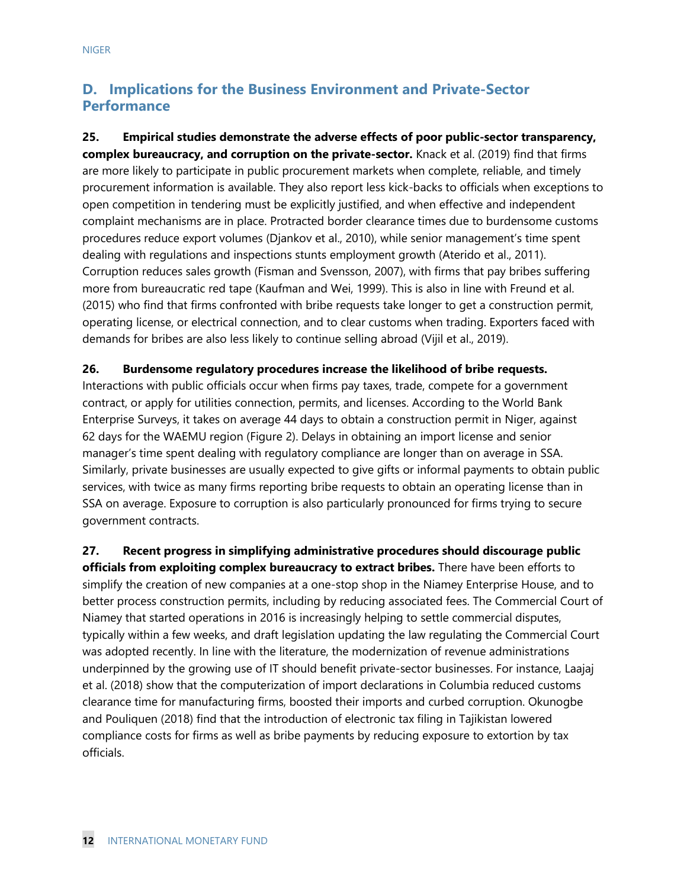## D. Implications for the Business Environment and Private-Sector Performance

**25. Empirical studies demonstrate the adverse effects of poor public-sector transparency, complex bureaucracy, and corruption on the private-sector.** Knack et al. (2019) find that firms are more likely to participate in public procurement markets when complete, reliable, and timely procurement information is available. They also report less kick-backs to officials when exceptions to open competition in tendering must be explicitly justified, and when effective and independent complaint mechanisms are in place. Protracted border clearance times due to burdensome customs procedures reduce export volumes (Djankov et al., 2010), while senior management's time spent dealing with regulations and inspections stunts employment growth (Aterido et al., 2011). Corruption reduces sales growth (Fisman and Svensson, 2007), with firms that pay bribes suffering more from bureaucratic red tape (Kaufman and Wei, 1999). This is also in line with Freund et al. (2015) who find that firms confronted with bribe requests take longer to get a construction permit, operating license, or electrical connection, and to clear customs when trading. Exporters faced with demands for bribes are also less likely to continue selling abroad (Vijil et al., 2019).

**26. Burdensome regulatory procedures increase the likelihood of bribe requests.** Interactions with public officials occur when firms pay taxes, trade, compete for a government contract, or apply for utilities connection, permits, and licenses. According to the World Bank Enterprise Surveys, it takes on average 44 days to obtain a construction permit in Niger, against 62 days for the WAEMU region (Figure 2). Delays in obtaining an import license and senior manager's time spent dealing with regulatory compliance are longer than on average in SSA. Similarly, private businesses are usually expected to give gifts or informal payments to obtain public services, with twice as many firms reporting bribe requests to obtain an operating license than in SSA on average. Exposure to corruption is also particularly pronounced for firms trying to secure government contracts.

**27. Recent progress in simplifying administrative procedures should discourage public officials from exploiting complex bureaucracy to extract bribes.** There have been efforts to simplify the creation of new companies at a one-stop shop in the Niamey Enterprise House, and to better process construction permits, including by reducing associated fees. The Commercial Court of Niamey that started operations in 2016 is increasingly helping to settle commercial disputes, typically within a few weeks, and draft legislation updating the law regulating the Commercial Court was adopted recently. In line with the literature, the modernization of revenue administrations underpinned by the growing use of IT should benefit private-sector businesses. For instance, Laajaj et al. (2018) show that the computerization of import declarations in Columbia reduced customs clearance time for manufacturing firms, boosted their imports and curbed corruption. Okunogbe and Pouliquen (2018) find that the introduction of electronic tax filing in Tajikistan lowered compliance costs for firms as well as bribe payments by reducing exposure to extortion by tax officials.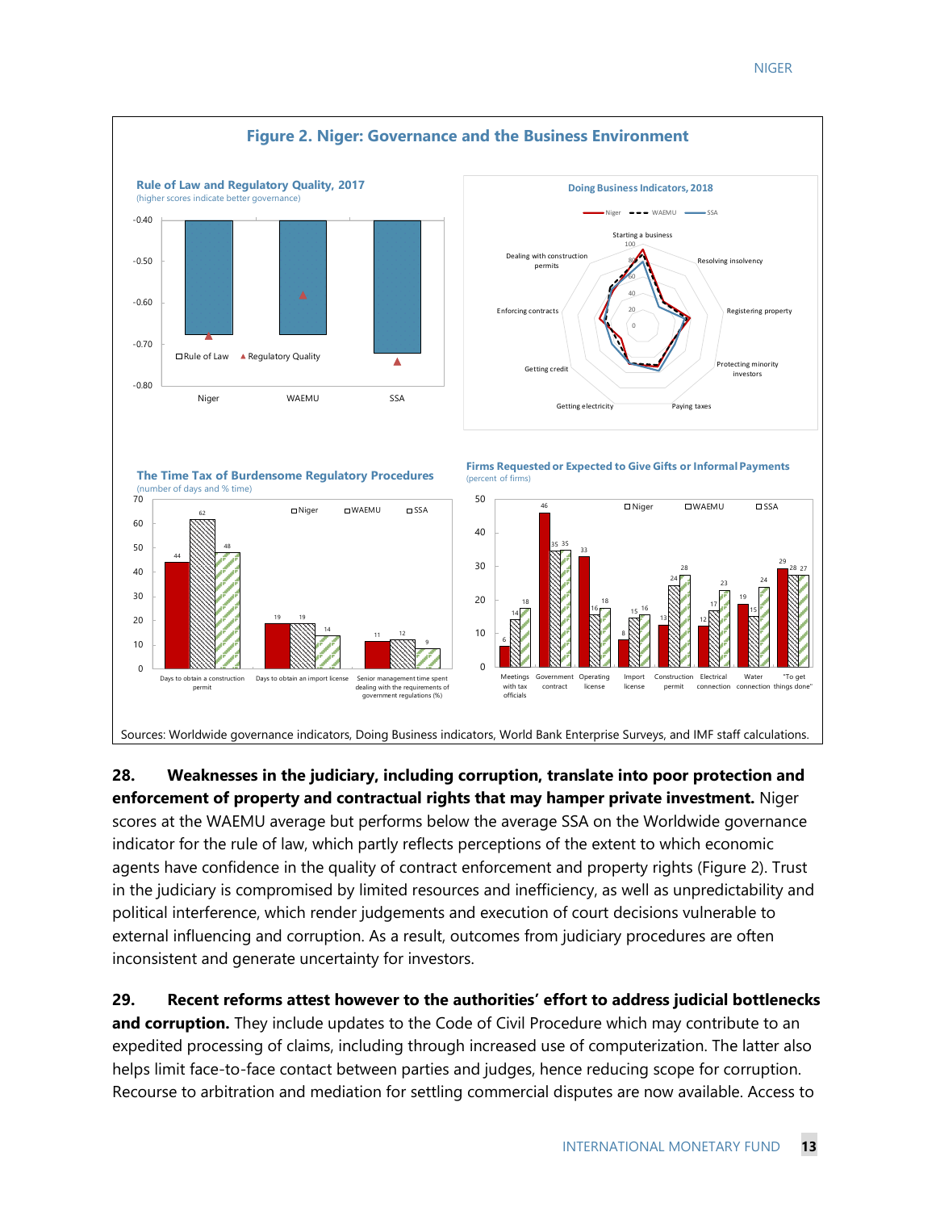## Figure 2. Niger: Governance and the Business Environment

**Rule of Law and Regulatory Quality, 2017**
(higher scores indicate better governance)

**Doing Business Indicators, 2018**

**The Time Tax of Burdensome Regulatory Procedures**
(number of days and % time)

| | Niger | WAEMU | SSA |
|---|---|---|---|
| Days to obtain a construction permit | 44 | 62 | 48 |
| Days to obtain an import license | 19 | 19 | 14 |
| Senior management time spent dealing with the requirements of government regulations (%) | 11 | 12 | 9 |

**Firms Requested or Expected to Give Gifts or Informal Payments**
(percent of firms)

| | Niger | WAEMU | SSA |
|---|---|---|---|
| Meetings with tax officials | 6 | 14 | 18 |
| Government contract | 46 | 35 | 35 |
| Operating license | 33 | 16 | 18 |
| Import license | 8 | 15 | 16 |
| Construction permit | 13 | 24 | 28 |
| Electrical connection | 12 | 17 | 23 |
| Water connection | 19 | 15 | 24 |
| "To get things done" | 29 | 28 | 27 |

Sources: Worldwide governance indicators, Doing Business indicators, World Bank Enterprise Surveys, and IMF staff calculations.

28. **Weaknesses in the judiciary, including corruption, translate into poor protection and enforcement of property and contractual rights that may hamper private investment.** Niger scores at the WAEMU average but performs below the average SSA on the Worldwide governance indicator for the rule of law, which partly reflects perceptions of the extent to which economic agents have confidence in the quality of contract enforcement and property rights (Figure 2). Trust in the judiciary is compromised by limited resources and inefficiency, as well as unpredictability and political interference, which render judgements and execution of court decisions vulnerable to external influencing and corruption. As a result, outcomes from judiciary procedures are often inconsistent and generate uncertainty for investors.

29. **Recent reforms attest however to the authorities' effort to address judicial bottlenecks and corruption.** They include updates to the Code of Civil Procedure which may contribute to an expedited processing of claims, including through increased use of computerization. The latter also helps limit face-to-face contact between parties and judges, hence reducing scope for corruption. Recourse to arbitration and mediation for settling commercial disputes are now available. Access to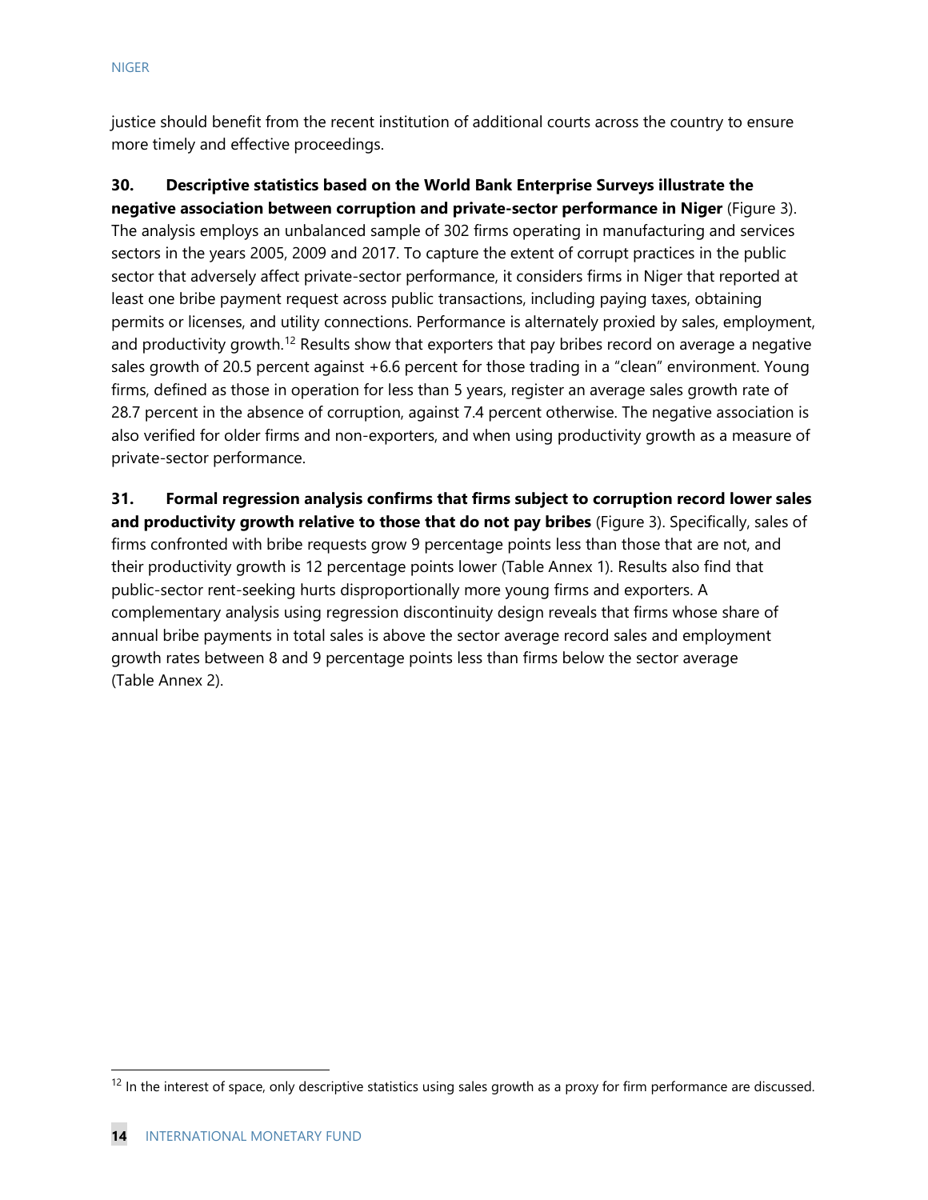justice should benefit from the recent institution of additional courts across the country to ensure more timely and effective proceedings.

**30. Descriptive statistics based on the World Bank Enterprise Surveys illustrate the negative association between corruption and private-sector performance in Niger** (Figure 3). The analysis employs an unbalanced sample of 302 firms operating in manufacturing and services sectors in the years 2005, 2009 and 2017. To capture the extent of corrupt practices in the public sector that adversely affect private-sector performance, it considers firms in Niger that reported at least one bribe payment request across public transactions, including paying taxes, obtaining permits or licenses, and utility connections. Performance is alternately proxied by sales, employment, and productivity growth.[12] Results show that exporters that pay bribes record on average a negative sales growth of 20.5 percent against +6.6 percent for those trading in a "clean" environment. Young firms, defined as those in operation for less than 5 years, register an average sales growth rate of 28.7 percent in the absence of corruption, against 7.4 percent otherwise. The negative association is also verified for older firms and non-exporters, and when using productivity growth as a measure of private-sector performance.

**31. Formal regression analysis confirms that firms subject to corruption record lower sales and productivity growth relative to those that do not pay bribes** (Figure 3). Specifically, sales of firms confronted with bribe requests grow 9 percentage points less than those that are not, and their productivity growth is 12 percentage points lower (Table Annex 1). Results also find that public-sector rent-seeking hurts disproportionally more young firms and exporters. A complementary analysis using regression discontinuity design reveals that firms whose share of annual bribe payments in total sales is above the sector average record sales and employment growth rates between 8 and 9 percentage points less than firms below the sector average (Table Annex 2).

[12] In the interest of space, only descriptive statistics using sales growth as a proxy for firm performance are discussed.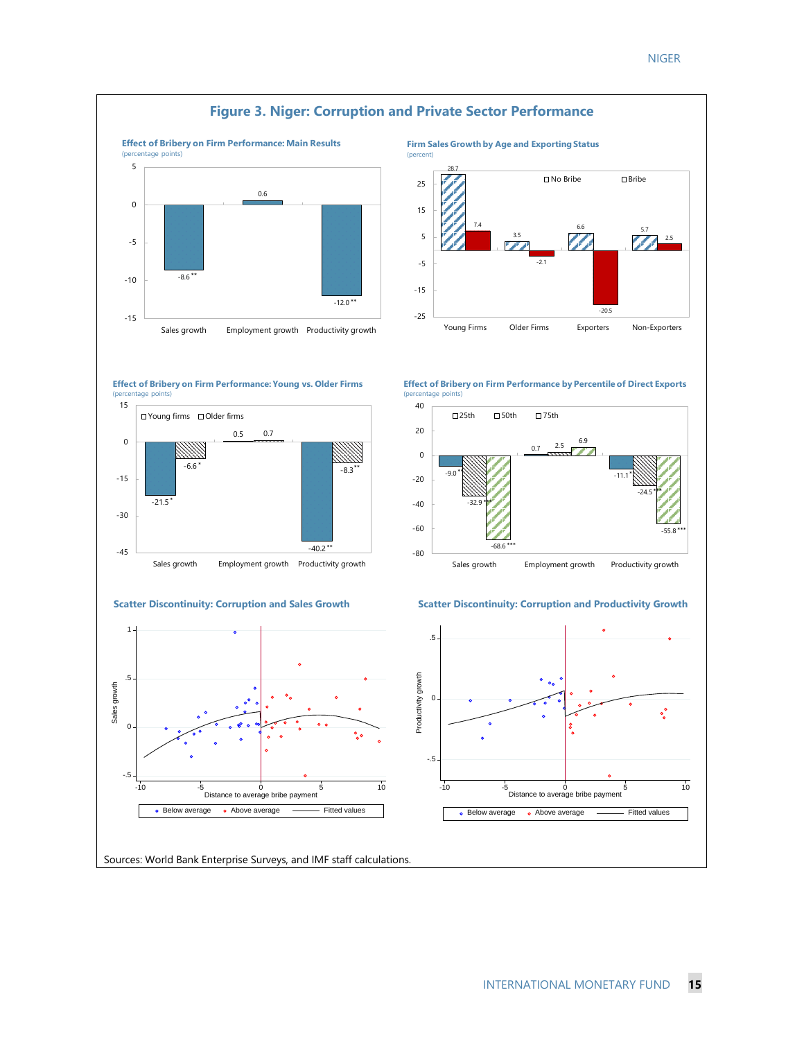## Figure 3. Niger: Corruption and Private Sector Performance

**Effect of Bribery on Firm Performance: Main Results**
(percentage points)

| | Effect |
|---|---|
| Sales growth | -8.6** |
| Employment growth | 0.6 |
| Productivity growth | -12.0** |

**Firm Sales Growth by Age and Exporting Status**
(percent)

| | No Bribe | Bribe |
|---|---|---|
| Young Firms | 28.7 | 7.4 |
| Older Firms | 3.5 | -2.1 |
| Exporters | 6.6 | -20.5 |
| Non-Exporters | 5.7 | 2.5 |

**Effect of Bribery on Firm Performance: Young vs. Older Firms**
(percentage points)

| | Young firms | Older firms |
|---|---|---|
| Sales growth | -21.5* | -6.6* |
| Employment growth | 0.5 | 0.7 |
| Productivity growth | -40.2** | -8.3** |

**Effect of Bribery on Firm Performance by Percentile of Direct Exports**
(percentage points)

| | 25th | 50th | 75th |
|---|---|---|---|
| Sales growth | -9.0** | -32.9*** | -68.6*** |
| Employment growth | 0.7 | 2.5 | 6.9 |
| Productivity growth | -11.1* | -24.5*** | -55.8*** |

**Scatter Discontinuity: Corruption and Sales Growth**

**Scatter Discontinuity: Corruption and Productivity Growth**

Sources: World Bank Enterprise Surveys, and IMF staff calculations.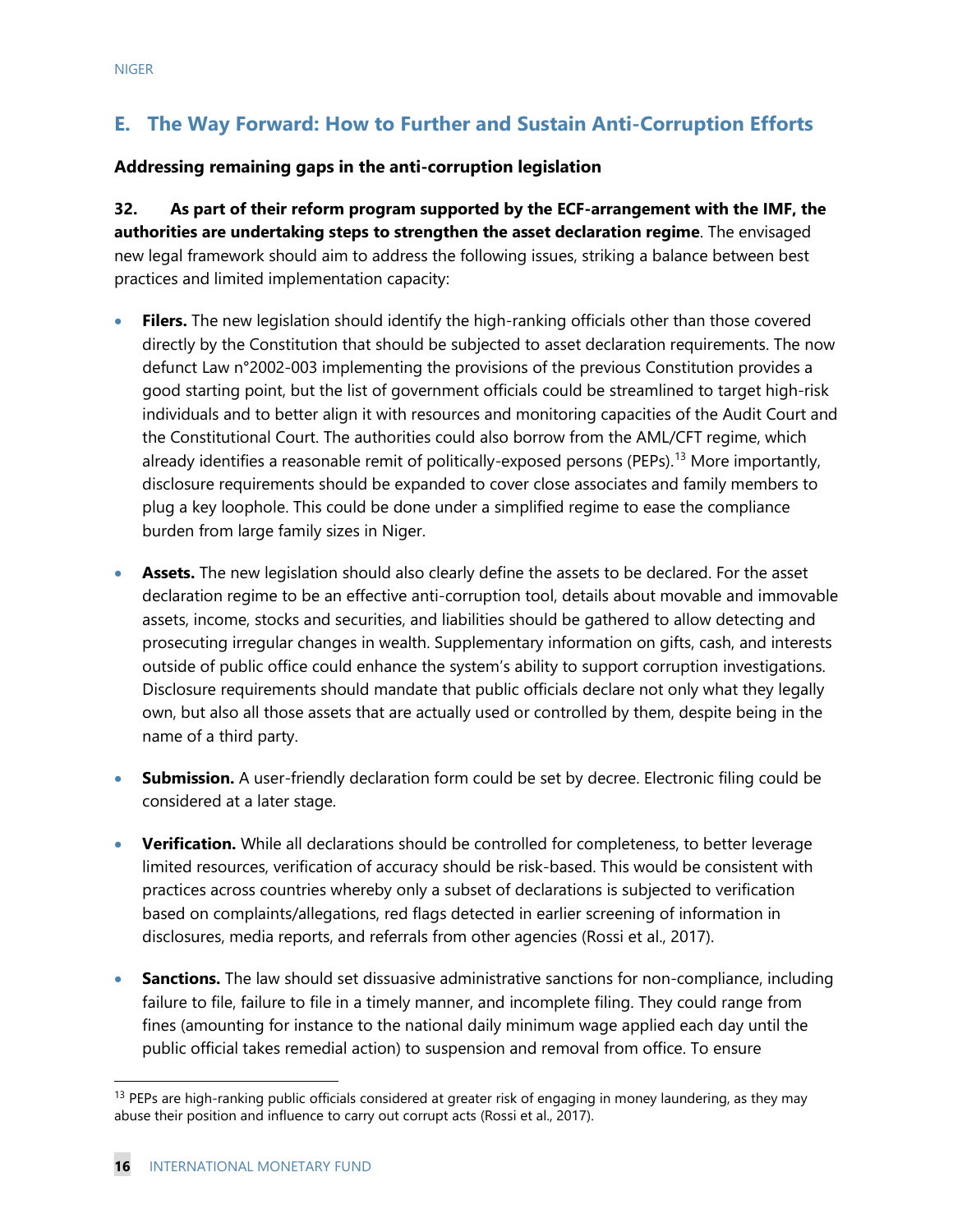## E. The Way Forward: How to Further and Sustain Anti-Corruption Efforts

**Addressing remaining gaps in the anti-corruption legislation**

**32. As part of their reform program supported by the ECF-arrangement with the IMF, the authorities are undertaking steps to strengthen the asset declaration regime**. The envisaged new legal framework should aim to address the following issues, striking a balance between best practices and limited implementation capacity:

- **Filers.** The new legislation should identify the high-ranking officials other than those covered directly by the Constitution that should be subjected to asset declaration requirements. The now defunct Law n°2002-003 implementing the provisions of the previous Constitution provides a good starting point, but the list of government officials could be streamlined to target high-risk individuals and to better align it with resources and monitoring capacities of the Audit Court and the Constitutional Court. The authorities could also borrow from the AML/CFT regime, which already identifies a reasonable remit of politically-exposed persons (PEPs).[13] More importantly, disclosure requirements should be expanded to cover close associates and family members to plug a key loophole. This could be done under a simplified regime to ease the compliance burden from large family sizes in Niger.

- **Assets.** The new legislation should also clearly define the assets to be declared. For the asset declaration regime to be an effective anti-corruption tool, details about movable and immovable assets, income, stocks and securities, and liabilities should be gathered to allow detecting and prosecuting irregular changes in wealth. Supplementary information on gifts, cash, and interests outside of public office could enhance the system's ability to support corruption investigations. Disclosure requirements should mandate that public officials declare not only what they legally own, but also all those assets that are actually used or controlled by them, despite being in the name of a third party.

- **Submission.** A user-friendly declaration form could be set by decree. Electronic filing could be considered at a later stage.

- **Verification.** While all declarations should be controlled for completeness, to better leverage limited resources, verification of accuracy should be risk-based. This would be consistent with practices across countries whereby only a subset of declarations is subjected to verification based on complaints/allegations, red flags detected in earlier screening of information in disclosures, media reports, and referrals from other agencies (Rossi et al., 2017).

- **Sanctions.** The law should set dissuasive administrative sanctions for non-compliance, including failure to file, failure to file in a timely manner, and incomplete filing. They could range from fines (amounting for instance to the national daily minimum wage applied each day until the public official takes remedial action) to suspension and removal from office. To ensure

---

[13] PEPs are high-ranking public officials considered at greater risk of engaging in money laundering, as they may abuse their position and influence to carry out corrupt acts (Rossi et al., 2017).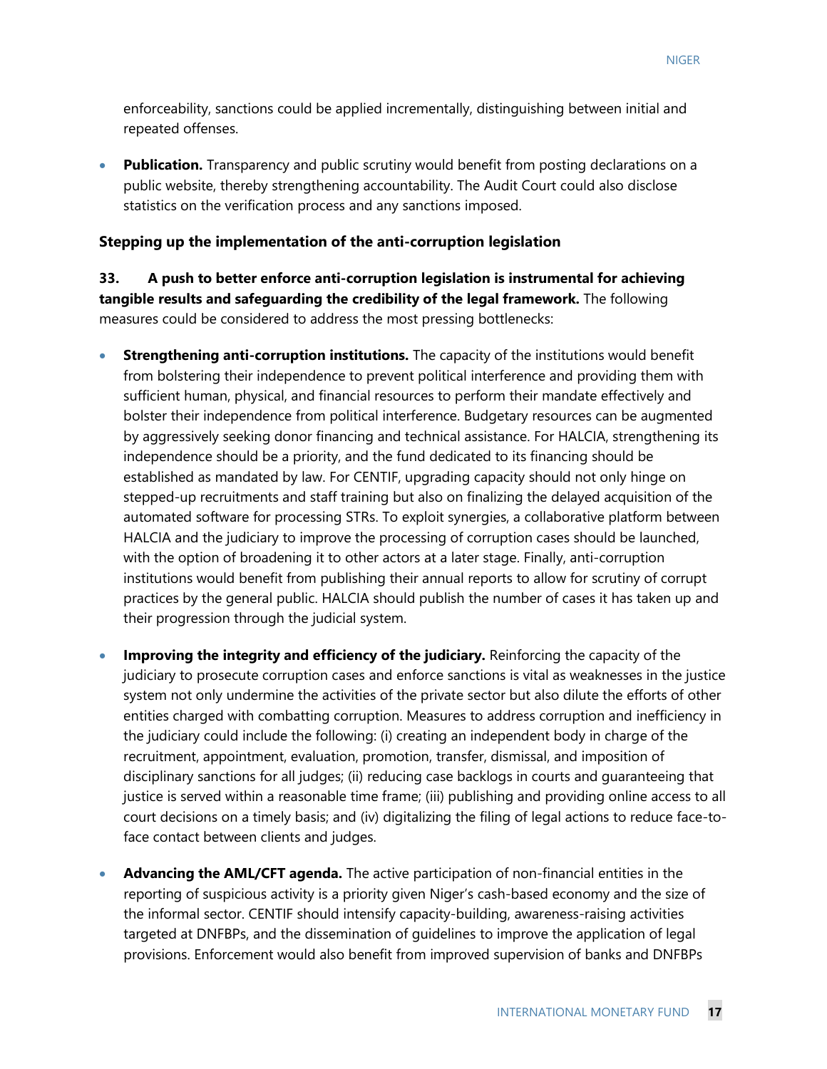enforceability, sanctions could be applied incrementally, distinguishing between initial and repeated offenses.

- **Publication.** Transparency and public scrutiny would benefit from posting declarations on a public website, thereby strengthening accountability. The Audit Court could also disclose statistics on the verification process and any sanctions imposed.

### Stepping up the implementation of the anti-corruption legislation

**33. A push to better enforce anti-corruption legislation is instrumental for achieving tangible results and safeguarding the credibility of the legal framework.** The following measures could be considered to address the most pressing bottlenecks:

- **Strengthening anti-corruption institutions.** The capacity of the institutions would benefit from bolstering their independence to prevent political interference and providing them with sufficient human, physical, and financial resources to perform their mandate effectively and bolster their independence from political interference. Budgetary resources can be augmented by aggressively seeking donor financing and technical assistance. For HALCIA, strengthening its independence should be a priority, and the fund dedicated to its financing should be established as mandated by law. For CENTIF, upgrading capacity should not only hinge on stepped-up recruitments and staff training but also on finalizing the delayed acquisition of the automated software for processing STRs. To exploit synergies, a collaborative platform between HALCIA and the judiciary to improve the processing of corruption cases should be launched, with the option of broadening it to other actors at a later stage. Finally, anti-corruption institutions would benefit from publishing their annual reports to allow for scrutiny of corrupt practices by the general public. HALCIA should publish the number of cases it has taken up and their progression through the judicial system.

- **Improving the integrity and efficiency of the judiciary.** Reinforcing the capacity of the judiciary to prosecute corruption cases and enforce sanctions is vital as weaknesses in the justice system not only undermine the activities of the private sector but also dilute the efforts of other entities charged with combatting corruption. Measures to address corruption and inefficiency in the judiciary could include the following: (i) creating an independent body in charge of the recruitment, appointment, evaluation, promotion, transfer, dismissal, and imposition of disciplinary sanctions for all judges; (ii) reducing case backlogs in courts and guaranteeing that justice is served within a reasonable time frame; (iii) publishing and providing online access to all court decisions on a timely basis; and (iv) digitalizing the filing of legal actions to reduce face-to-face contact between clients and judges.

- **Advancing the AML/CFT agenda.** The active participation of non-financial entities in the reporting of suspicious activity is a priority given Niger's cash-based economy and the size of the informal sector. CENTIF should intensify capacity-building, awareness-raising activities targeted at DNFBPs, and the dissemination of guidelines to improve the application of legal provisions. Enforcement would also benefit from improved supervision of banks and DNFBPs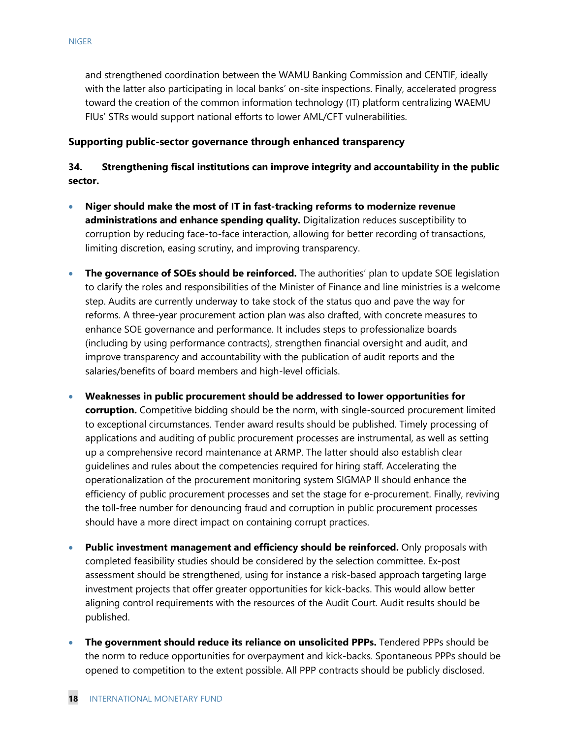and strengthened coordination between the WAMU Banking Commission and CENTIF, ideally with the latter also participating in local banks' on-site inspections. Finally, accelerated progress toward the creation of the common information technology (IT) platform centralizing WAEMU FIUs' STRs would support national efforts to lower AML/CFT vulnerabilities.

**Supporting public-sector governance through enhanced transparency**

**34. Strengthening fiscal institutions can improve integrity and accountability in the public sector.**

- **Niger should make the most of IT in fast-tracking reforms to modernize revenue administrations and enhance spending quality.** Digitalization reduces susceptibility to corruption by reducing face-to-face interaction, allowing for better recording of transactions, limiting discretion, easing scrutiny, and improving transparency.

- **The governance of SOEs should be reinforced.** The authorities' plan to update SOE legislation to clarify the roles and responsibilities of the Minister of Finance and line ministries is a welcome step. Audits are currently underway to take stock of the status quo and pave the way for reforms. A three-year procurement action plan was also drafted, with concrete measures to enhance SOE governance and performance. It includes steps to professionalize boards (including by using performance contracts), strengthen financial oversight and audit, and improve transparency and accountability with the publication of audit reports and the salaries/benefits of board members and high-level officials.

- **Weaknesses in public procurement should be addressed to lower opportunities for corruption.** Competitive bidding should be the norm, with single-sourced procurement limited to exceptional circumstances. Tender award results should be published. Timely processing of applications and auditing of public procurement processes are instrumental, as well as setting up a comprehensive record maintenance at ARMP. The latter should also establish clear guidelines and rules about the competencies required for hiring staff. Accelerating the operationalization of the procurement monitoring system SIGMAP II should enhance the efficiency of public procurement processes and set the stage for e-procurement. Finally, reviving the toll-free number for denouncing fraud and corruption in public procurement processes should have a more direct impact on containing corrupt practices.

- **Public investment management and efficiency should be reinforced.** Only proposals with completed feasibility studies should be considered by the selection committee. Ex-post assessment should be strengthened, using for instance a risk-based approach targeting large investment projects that offer greater opportunities for kick-backs. This would allow better aligning control requirements with the resources of the Audit Court. Audit results should be published.

- **The government should reduce its reliance on unsolicited PPPs.** Tendered PPPs should be the norm to reduce opportunities for overpayment and kick-backs. Spontaneous PPPs should be opened to competition to the extent possible. All PPP contracts should be publicly disclosed.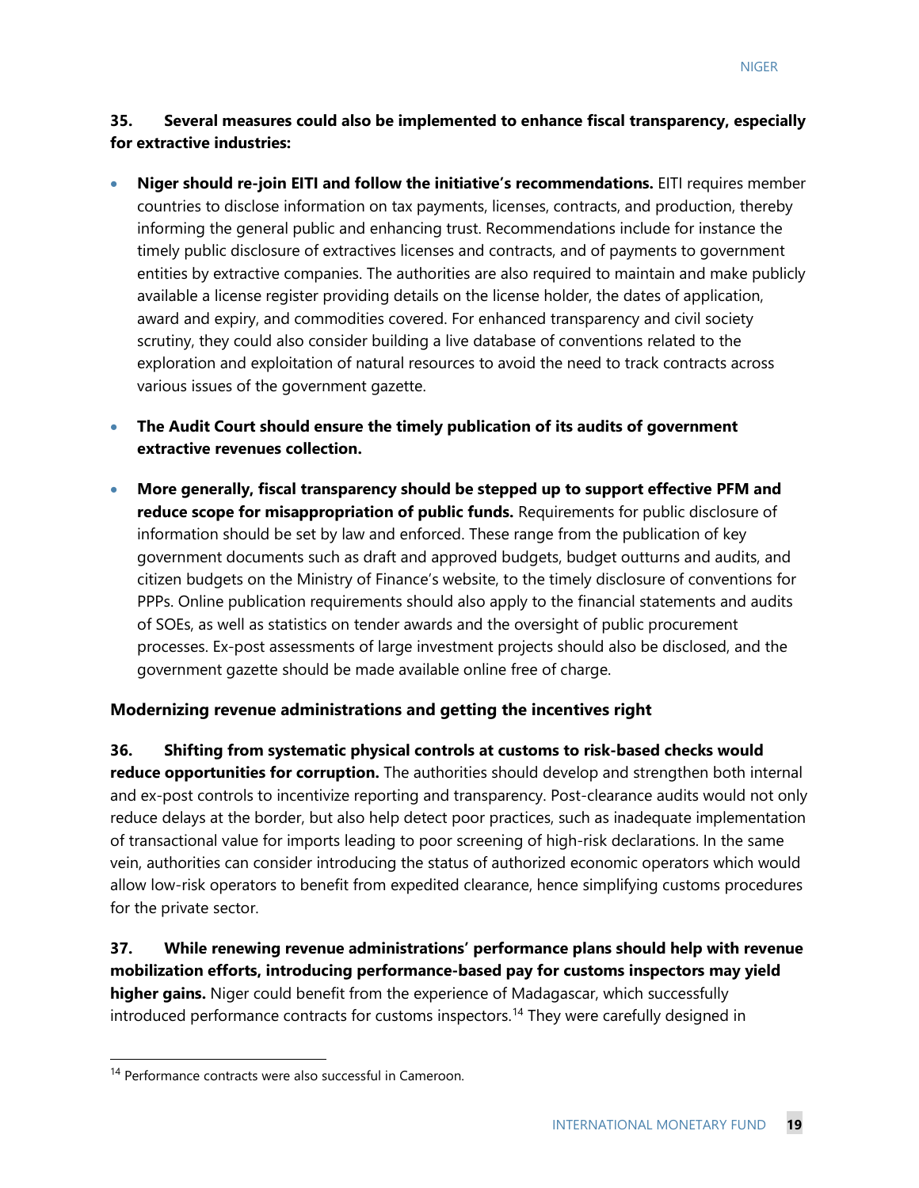**35. Several measures could also be implemented to enhance fiscal transparency, especially for extractive industries:**

- **Niger should re-join EITI and follow the initiative's recommendations.** EITI requires member countries to disclose information on tax payments, licenses, contracts, and production, thereby informing the general public and enhancing trust. Recommendations include for instance the timely public disclosure of extractives licenses and contracts, and of payments to government entities by extractive companies. The authorities are also required to maintain and make publicly available a license register providing details on the license holder, the dates of application, award and expiry, and commodities covered. For enhanced transparency and civil society scrutiny, they could also consider building a live database of conventions related to the exploration and exploitation of natural resources to avoid the need to track contracts across various issues of the government gazette.
- **The Audit Court should ensure the timely publication of its audits of government extractive revenues collection.**
- **More generally, fiscal transparency should be stepped up to support effective PFM and reduce scope for misappropriation of public funds.** Requirements for public disclosure of information should be set by law and enforced. These range from the publication of key government documents such as draft and approved budgets, budget outturns and audits, and citizen budgets on the Ministry of Finance's website, to the timely disclosure of conventions for PPPs. Online publication requirements should also apply to the financial statements and audits of SOEs, as well as statistics on tender awards and the oversight of public procurement processes. Ex-post assessments of large investment projects should also be disclosed, and the government gazette should be made available online free of charge.

### Modernizing revenue administrations and getting the incentives right

**36. Shifting from systematic physical controls at customs to risk-based checks would reduce opportunities for corruption.** The authorities should develop and strengthen both internal and ex-post controls to incentivize reporting and transparency. Post-clearance audits would not only reduce delays at the border, but also help detect poor practices, such as inadequate implementation of transactional value for imports leading to poor screening of high-risk declarations. In the same vein, authorities can consider introducing the status of authorized economic operators which would allow low-risk operators to benefit from expedited clearance, hence simplifying customs procedures for the private sector.

**37. While renewing revenue administrations' performance plans should help with revenue mobilization efforts, introducing performance-based pay for customs inspectors may yield higher gains.** Niger could benefit from the experience of Madagascar, which successfully introduced performance contracts for customs inspectors.[14] They were carefully designed in

[14] Performance contracts were also successful in Cameroon.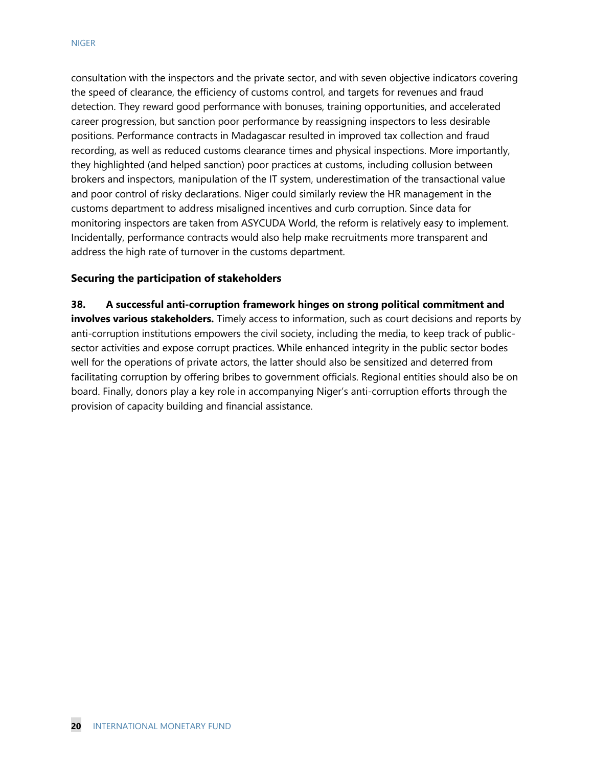consultation with the inspectors and the private sector, and with seven objective indicators covering the speed of clearance, the efficiency of customs control, and targets for revenues and fraud detection. They reward good performance with bonuses, training opportunities, and accelerated career progression, but sanction poor performance by reassigning inspectors to less desirable positions. Performance contracts in Madagascar resulted in improved tax collection and fraud recording, as well as reduced customs clearance times and physical inspections. More importantly, they highlighted (and helped sanction) poor practices at customs, including collusion between brokers and inspectors, manipulation of the IT system, underestimation of the transactional value and poor control of risky declarations. Niger could similarly review the HR management in the customs department to address misaligned incentives and curb corruption. Since data for monitoring inspectors are taken from ASYCUDA World, the reform is relatively easy to implement. Incidentally, performance contracts would also help make recruitments more transparent and address the high rate of turnover in the customs department.

### Securing the participation of stakeholders

**38. A successful anti-corruption framework hinges on strong political commitment and involves various stakeholders.** Timely access to information, such as court decisions and reports by anti-corruption institutions empowers the civil society, including the media, to keep track of public-sector activities and expose corrupt practices. While enhanced integrity in the public sector bodes well for the operations of private actors, the latter should also be sensitized and deterred from facilitating corruption by offering bribes to government officials. Regional entities should also be on board. Finally, donors play a key role in accompanying Niger's anti-corruption efforts through the provision of capacity building and financial assistance.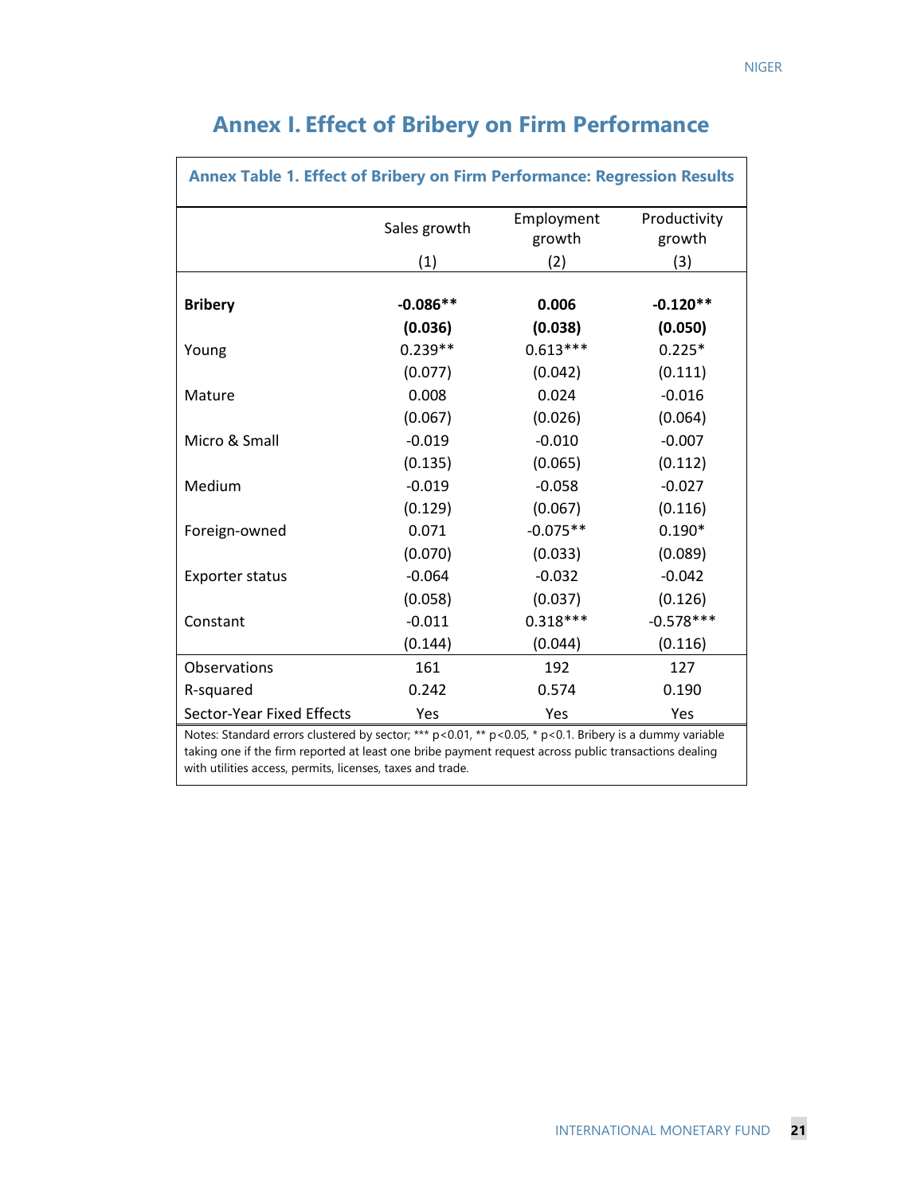# Annex I. Effect of Bribery on Firm Performance

**Annex Table 1. Effect of Bribery on Firm Performance: Regression Results**

| | Sales growth | Employment growth | Productivity growth |
|---|---|---|---|
| | (1) | (2) | (3) |
| **Bribery** | **-0.086**** | **0.006** | **-0.120**** |
| | **(0.036)** | **(0.038)** | **(0.050)** |
| Young | 0.239** | 0.613*** | 0.225* |
| | (0.077) | (0.042) | (0.111) |
| Mature | 0.008 | 0.024 | -0.016 |
| | (0.067) | (0.026) | (0.064) |
| Micro & Small | -0.019 | -0.010 | -0.007 |
| | (0.135) | (0.065) | (0.112) |
| Medium | -0.019 | -0.058 | -0.027 |
| | (0.129) | (0.067) | (0.116) |
| Foreign-owned | 0.071 | -0.075** | 0.190* |
| | (0.070) | (0.033) | (0.089) |
| Exporter status | -0.064 | -0.032 | -0.042 |
| | (0.058) | (0.037) | (0.126) |
| Constant | -0.011 | 0.318*** | -0.578*** |
| | (0.144) | (0.044) | (0.116) |
| Observations | 161 | 192 | 127 |
| R-squared | 0.242 | 0.574 | 0.190 |
| Sector-Year Fixed Effects | Yes | Yes | Yes |

Notes: Standard errors clustered by sector; *** p<0.01, ** p<0.05, * p<0.1. Bribery is a dummy variable taking one if the firm reported at least one bribe payment request across public transactions dealing with utilities access, permits, licenses, taxes and trade.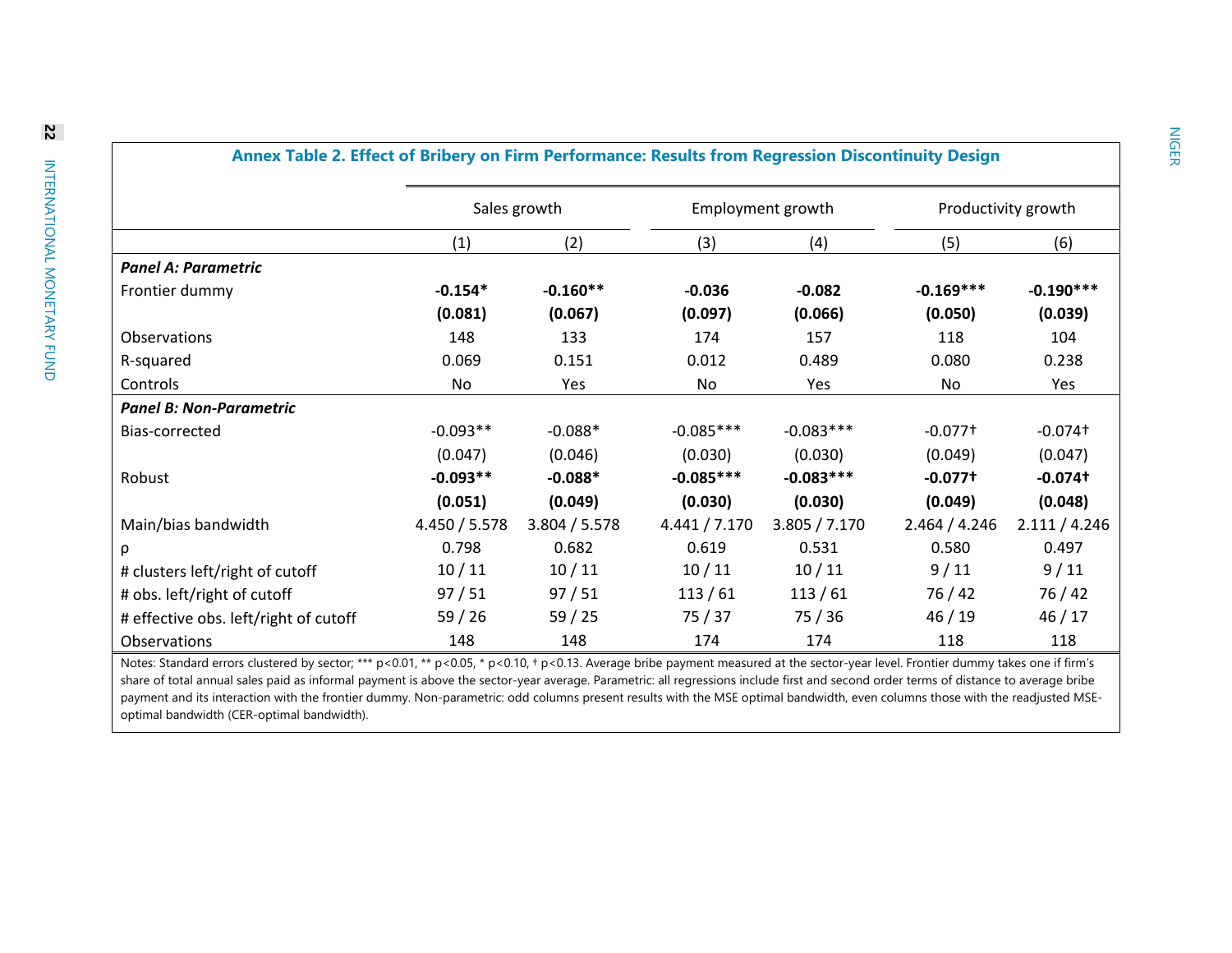**Annex Table 2. Effect of Bribery on Firm Performance: Results from Regression Discontinuity Design**

| | Sales growth | | Employment growth | | Productivity growth | |
|---|---|---|---|---|---|---|
| | (1) | (2) | (3) | (4) | (5) | (6) |
| ***Panel A: Parametric*** | | | | | | |
| Frontier dummy | **-0.154*** | **-0.160**** | **-0.036** | **-0.082** | **-0.169***** | **-0.190***** |
| | **(0.081)** | **(0.067)** | **(0.097)** | **(0.066)** | **(0.050)** | **(0.039)** |
| Observations | 148 | 133 | 174 | 157 | 118 | 104 |
| R-squared | 0.069 | 0.151 | 0.012 | 0.489 | 0.080 | 0.238 |
| Controls | No | Yes | No | Yes | No | Yes |
| ***Panel B: Non-Parametric*** | | | | | | |
| Bias-corrected | -0.093** | -0.088* | -0.085*** | -0.083*** | -0.077† | -0.074† |
| | (0.047) | (0.046) | (0.030) | (0.030) | (0.049) | (0.047) |
| Robust | **-0.093**** | **-0.088*** | **-0.085***** | **-0.083***** | **-0.077†** | **-0.074†** |
| | **(0.051)** | **(0.049)** | **(0.030)** | **(0.030)** | **(0.049)** | **(0.048)** |
| Main/bias bandwidth | 4.450 / 5.578 | 3.804 / 5.578 | 4.441 / 7.170 | 3.805 / 7.170 | 2.464 / 4.246 | 2.111 / 4.246 |
| ρ | 0.798 | 0.682 | 0.619 | 0.531 | 0.580 | 0.497 |
| # clusters left/right of cutoff | 10 / 11 | 10 / 11 | 10 / 11 | 10 / 11 | 9 / 11 | 9 / 11 |
| # obs. left/right of cutoff | 97 / 51 | 97 / 51 | 113 / 61 | 113 / 61 | 76 / 42 | 76 / 42 |
| # effective obs. left/right of cutoff | 59 / 26 | 59 / 25 | 75 / 37 | 75 / 36 | 46 / 19 | 46 / 17 |
| Observations | 148 | 148 | 174 | 174 | 118 | 118 |

Notes: Standard errors clustered by sector; *** p<0.01, ** p<0.05, * p<0.10, † p<0.13. Average bribe payment measured at the sector-year level. Frontier dummy takes one if firm's share of total annual sales paid as informal payment is above the sector-year average. Parametric: all regressions include first and second order terms of distance to average bribe payment and its interaction with the frontier dummy. Non-parametric: odd columns present results with the MSE optimal bandwidth, even columns those with the readjusted MSE-optimal bandwidth (CER-optimal bandwidth).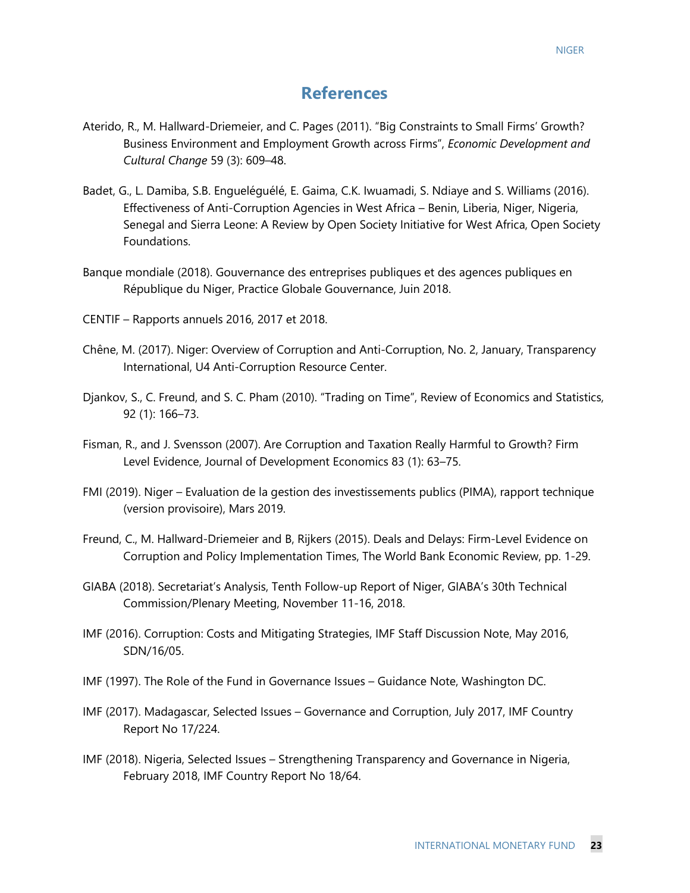# References

Aterido, R., M. Hallward-Driemeier, and C. Pages (2011). "Big Constraints to Small Firms' Growth? Business Environment and Employment Growth across Firms", *Economic Development and Cultural Change* 59 (3): 609–48.

Badet, G., L. Damiba, S.B. Engueléguélé, E. Gaima, C.K. Iwuamadi, S. Ndiaye and S. Williams (2016). Effectiveness of Anti-Corruption Agencies in West Africa – Benin, Liberia, Niger, Nigeria, Senegal and Sierra Leone: A Review by Open Society Initiative for West Africa, Open Society Foundations.

Banque mondiale (2018). Gouvernance des entreprises publiques et des agences publiques en République du Niger, Practice Globale Gouvernance, Juin 2018.

CENTIF – Rapports annuels 2016, 2017 et 2018.

Chêne, M. (2017). Niger: Overview of Corruption and Anti-Corruption, No. 2, January, Transparency International, U4 Anti-Corruption Resource Center.

Djankov, S., C. Freund, and S. C. Pham (2010). "Trading on Time", Review of Economics and Statistics, 92 (1): 166–73.

Fisman, R., and J. Svensson (2007). Are Corruption and Taxation Really Harmful to Growth? Firm Level Evidence, Journal of Development Economics 83 (1): 63–75.

FMI (2019). Niger – Evaluation de la gestion des investissements publics (PIMA), rapport technique (version provisoire), Mars 2019.

Freund, C., M. Hallward-Driemeier and B, Rijkers (2015). Deals and Delays: Firm-Level Evidence on Corruption and Policy Implementation Times, The World Bank Economic Review, pp. 1-29.

GIABA (2018). Secretariat's Analysis, Tenth Follow-up Report of Niger, GIABA's 30th Technical Commission/Plenary Meeting, November 11-16, 2018.

IMF (2016). Corruption: Costs and Mitigating Strategies, IMF Staff Discussion Note, May 2016, SDN/16/05.

IMF (1997). The Role of the Fund in Governance Issues – Guidance Note, Washington DC.

IMF (2017). Madagascar, Selected Issues – Governance and Corruption, July 2017, IMF Country Report No 17/224.

IMF (2018). Nigeria, Selected Issues – Strengthening Transparency and Governance in Nigeria, February 2018, IMF Country Report No 18/64.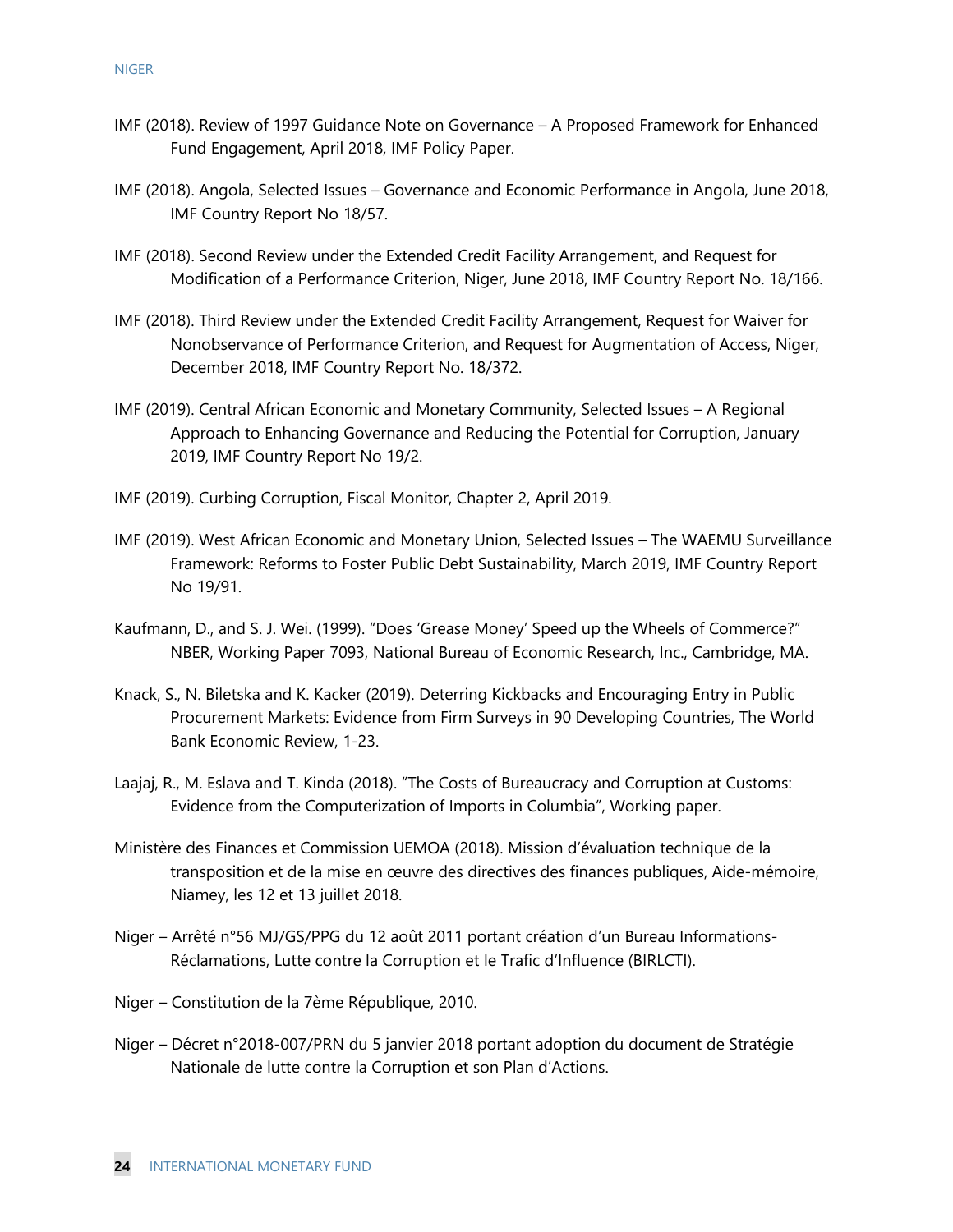IMF (2018). Review of 1997 Guidance Note on Governance – A Proposed Framework for Enhanced Fund Engagement, April 2018, IMF Policy Paper.

IMF (2018). Angola, Selected Issues – Governance and Economic Performance in Angola, June 2018, IMF Country Report No 18/57.

IMF (2018). Second Review under the Extended Credit Facility Arrangement, and Request for Modification of a Performance Criterion, Niger, June 2018, IMF Country Report No. 18/166.

IMF (2018). Third Review under the Extended Credit Facility Arrangement, Request for Waiver for Nonobservance of Performance Criterion, and Request for Augmentation of Access, Niger, December 2018, IMF Country Report No. 18/372.

IMF (2019). Central African Economic and Monetary Community, Selected Issues – A Regional Approach to Enhancing Governance and Reducing the Potential for Corruption, January 2019, IMF Country Report No 19/2.

IMF (2019). Curbing Corruption, Fiscal Monitor, Chapter 2, April 2019.

IMF (2019). West African Economic and Monetary Union, Selected Issues – The WAEMU Surveillance Framework: Reforms to Foster Public Debt Sustainability, March 2019, IMF Country Report No 19/91.

Kaufmann, D., and S. J. Wei. (1999). "Does 'Grease Money' Speed up the Wheels of Commerce?" NBER, Working Paper 7093, National Bureau of Economic Research, Inc., Cambridge, MA.

Knack, S., N. Biletska and K. Kacker (2019). Deterring Kickbacks and Encouraging Entry in Public Procurement Markets: Evidence from Firm Surveys in 90 Developing Countries, The World Bank Economic Review, 1-23.

Laajaj, R., M. Eslava and T. Kinda (2018). "The Costs of Bureaucracy and Corruption at Customs: Evidence from the Computerization of Imports in Columbia", Working paper.

Ministère des Finances et Commission UEMOA (2018). Mission d'évaluation technique de la transposition et de la mise en œuvre des directives des finances publiques, Aide-mémoire, Niamey, les 12 et 13 juillet 2018.

Niger – Arrêté n°56 MJ/GS/PPG du 12 août 2011 portant création d'un Bureau Informations-Réclamations, Lutte contre la Corruption et le Trafic d'Influence (BIRLCTI).

Niger – Constitution de la 7ème République, 2010.

Niger – Décret n°2018-007/PRN du 5 janvier 2018 portant adoption du document de Stratégie Nationale de lutte contre la Corruption et son Plan d'Actions.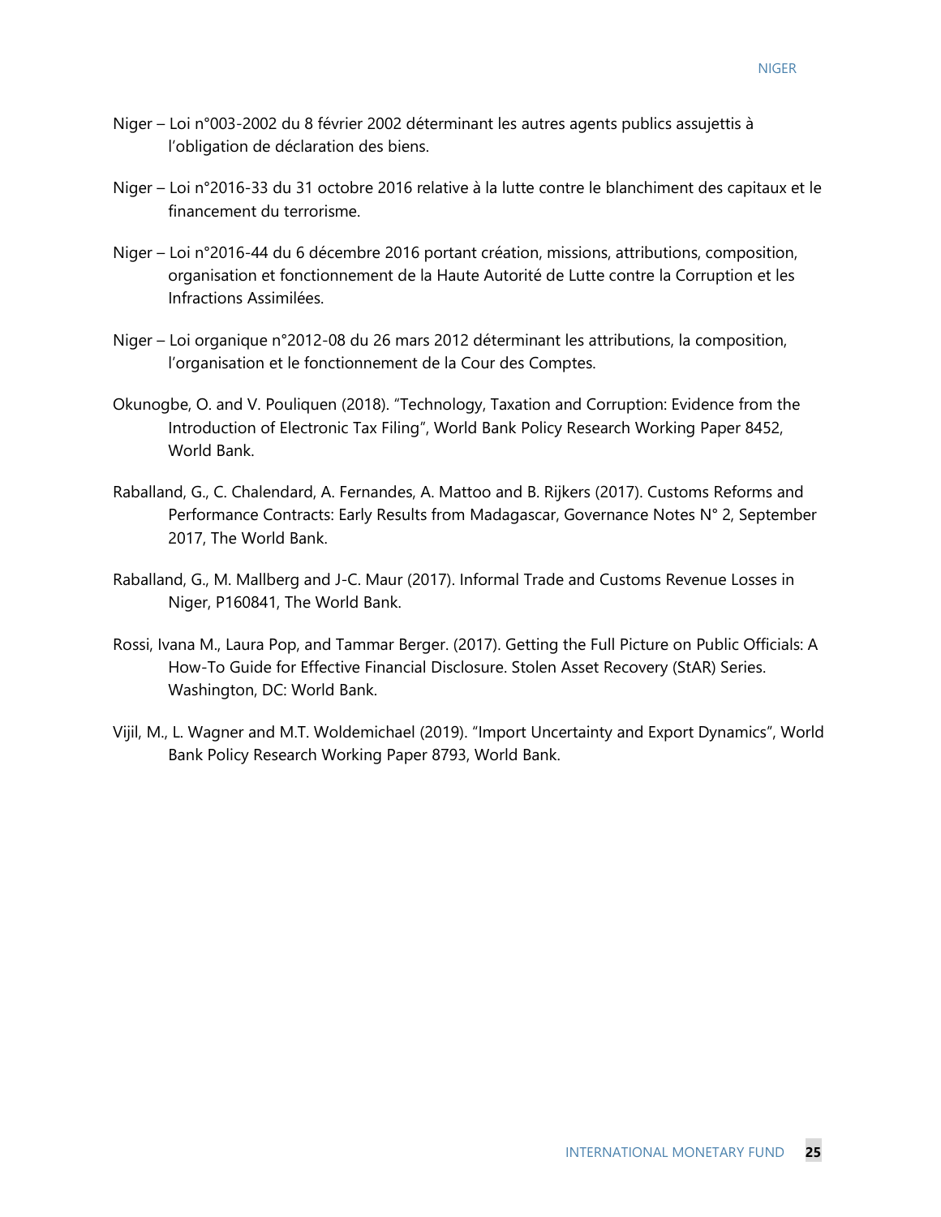Niger – Loi n°003-2002 du 8 février 2002 déterminant les autres agents publics assujettis à l'obligation de déclaration des biens.

Niger – Loi n°2016-33 du 31 octobre 2016 relative à la lutte contre le blanchiment des capitaux et le financement du terrorisme.

Niger – Loi n°2016-44 du 6 décembre 2016 portant création, missions, attributions, composition, organisation et fonctionnement de la Haute Autorité de Lutte contre la Corruption et les Infractions Assimilées.

Niger – Loi organique n°2012-08 du 26 mars 2012 déterminant les attributions, la composition, l'organisation et le fonctionnement de la Cour des Comptes.

Okunogbe, O. and V. Pouliquen (2018). "Technology, Taxation and Corruption: Evidence from the Introduction of Electronic Tax Filing", World Bank Policy Research Working Paper 8452, World Bank.

Raballand, G., C. Chalendard, A. Fernandes, A. Mattoo and B. Rijkers (2017). Customs Reforms and Performance Contracts: Early Results from Madagascar, Governance Notes N° 2, September 2017, The World Bank.

Raballand, G., M. Mallberg and J-C. Maur (2017). Informal Trade and Customs Revenue Losses in Niger, P160841, The World Bank.

Rossi, Ivana M., Laura Pop, and Tammar Berger. (2017). Getting the Full Picture on Public Officials: A How-To Guide for Effective Financial Disclosure. Stolen Asset Recovery (StAR) Series. Washington, DC: World Bank.

Vijil, M., L. Wagner and M.T. Woldemichael (2019). "Import Uncertainty and Export Dynamics", World Bank Policy Research Working Paper 8793, World Bank.